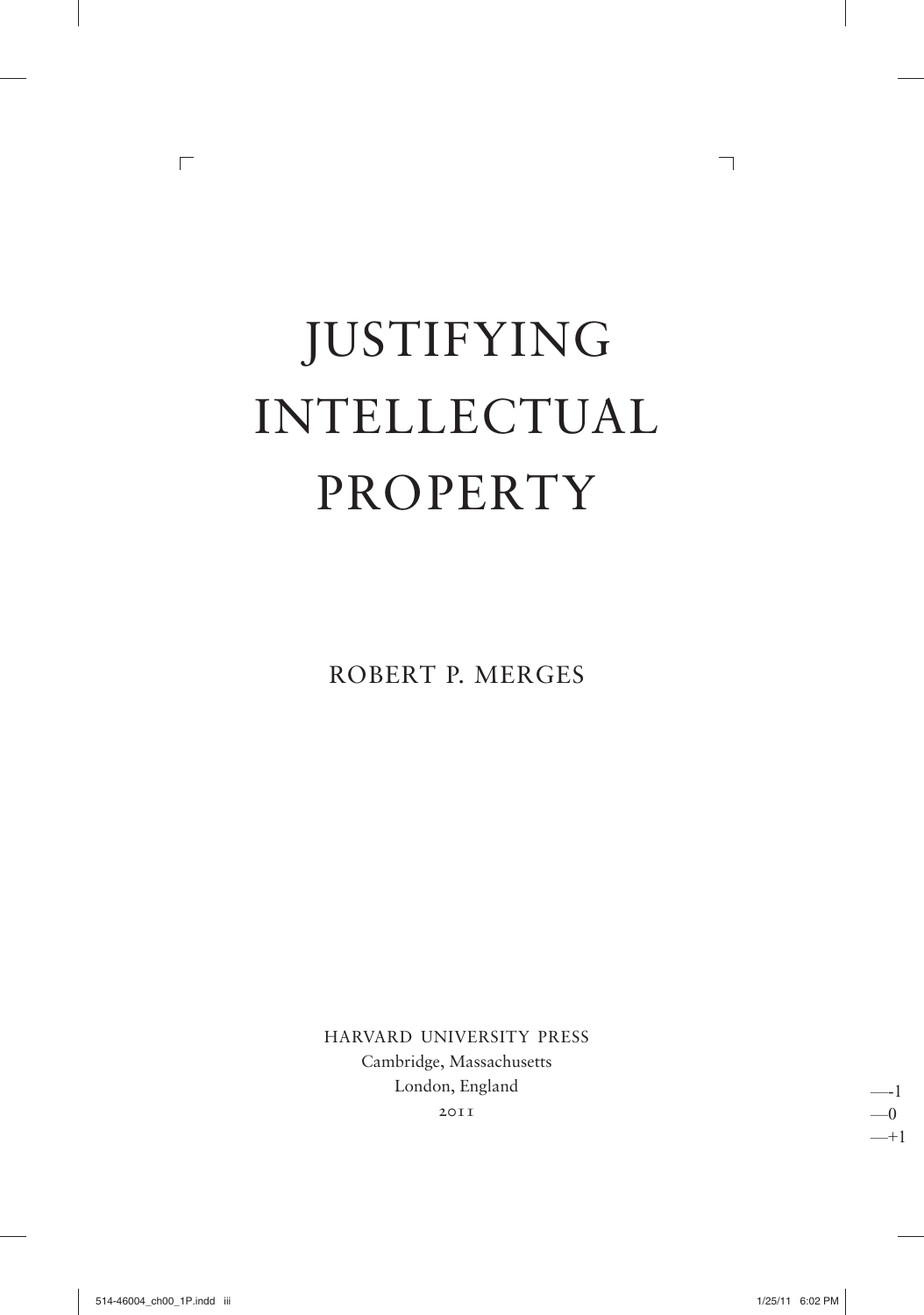# JUSTIFYING INTELLECTUAL PROPERTY

ROBERT P. MERGES

HARVARD UNIVERSITY PRESS
Cambridge, Massachusetts
London, England
2011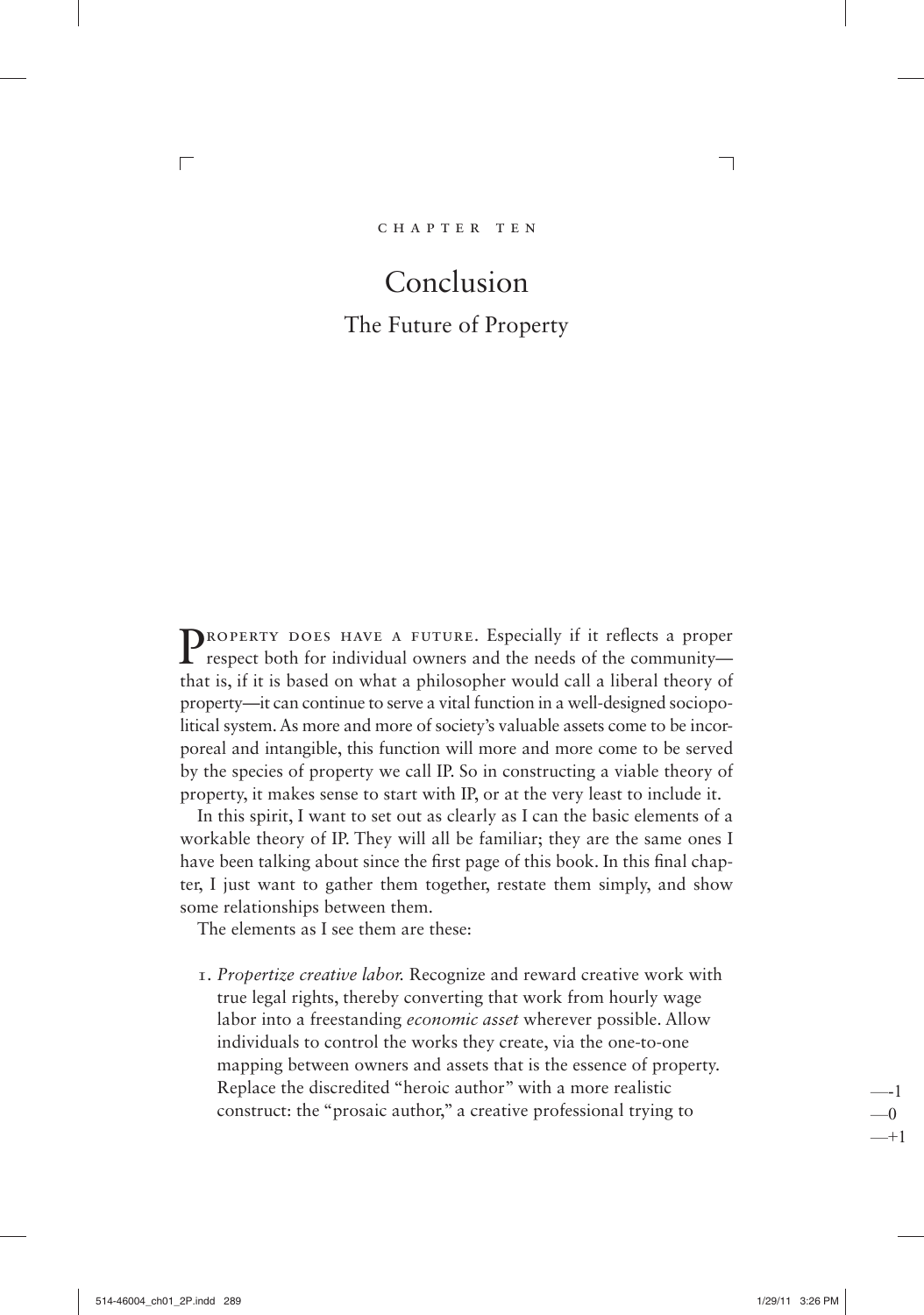CHAPTER TEN

# Conclusion

## The Future of Property

PROPERTY DOES HAVE A FUTURE. Especially if it reflects a proper respect both for individual owners and the needs of the community—that is, if it is based on what a philosopher would call a liberal theory of property—it can continue to serve a vital function in a well-designed sociopolitical system. As more and more of society's valuable assets come to be incorporeal and intangible, this function will more and more come to be served by the species of property we call IP. So in constructing a viable theory of property, it makes sense to start with IP, or at the very least to include it.

In this spirit, I want to set out as clearly as I can the basic elements of a workable theory of IP. They will all be familiar; they are the same ones I have been talking about since the first page of this book. In this final chapter, I just want to gather them together, restate them simply, and show some relationships between them.

The elements as I see them are these:

1. *Propertize creative labor.* Recognize and reward creative work with true legal rights, thereby converting that work from hourly wage labor into a freestanding *economic asset* wherever possible. Allow individuals to control the works they create, via the one-to-one mapping between owners and assets that is the essence of property. Replace the discredited "heroic author" with a more realistic construct: the "prosaic author," a creative professional trying to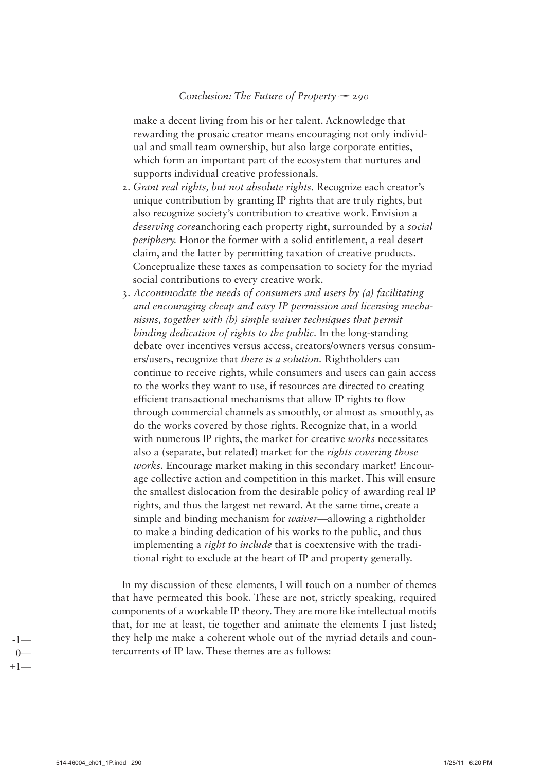make a decent living from his or her talent. Acknowledge that rewarding the prosaic creator means encouraging not only individual and small team ownership, but also large corporate entities, which form an important part of the ecosystem that nurtures and supports individual creative professionals.

2. *Grant real rights, but not absolute rights.* Recognize each creator's unique contribution by granting IP rights that are truly rights, but also recognize society's contribution to creative work. Envision a *deserving core*anchoring each property right, surrounded by a *social periphery.* Honor the former with a solid entitlement, a real desert claim, and the latter by permitting taxation of creative products. Conceptualize these taxes as compensation to society for the myriad social contributions to every creative work.
3. *Accommodate the needs of consumers and users by (a) facilitating and encouraging cheap and easy IP permission and licensing mechanisms, together with (b) simple waiver techniques that permit binding dedication of rights to the public.* In the long-standing debate over incentives versus access, creators/owners versus consumers/users, recognize that *there is a solution.* Rightholders can continue to receive rights, while consumers and users can gain access to the works they want to use, if resources are directed to creating efficient transactional mechanisms that allow IP rights to flow through commercial channels as smoothly, or almost as smoothly, as do the works covered by those rights. Recognize that, in a world with numerous IP rights, the market for creative *works* necessitates also a (separate, but related) market for the *rights covering those works.* Encourage market making in this secondary market! Encourage collective action and competition in this market. This will ensure the smallest dislocation from the desirable policy of awarding real IP rights, and thus the largest net reward. At the same time, create a simple and binding mechanism for *waiver*—allowing a rightholder to make a binding dedication of his works to the public, and thus implementing a *right to include* that is coextensive with the traditional right to exclude at the heart of IP and property generally.

In my discussion of these elements, I will touch on a number of themes that have permeated this book. These are not, strictly speaking, required components of a workable IP theory. They are more like intellectual motifs that, for me at least, tie together and animate the elements I just listed; they help me make a coherent whole out of the myriad details and countercurrents of IP law. These themes are as follows: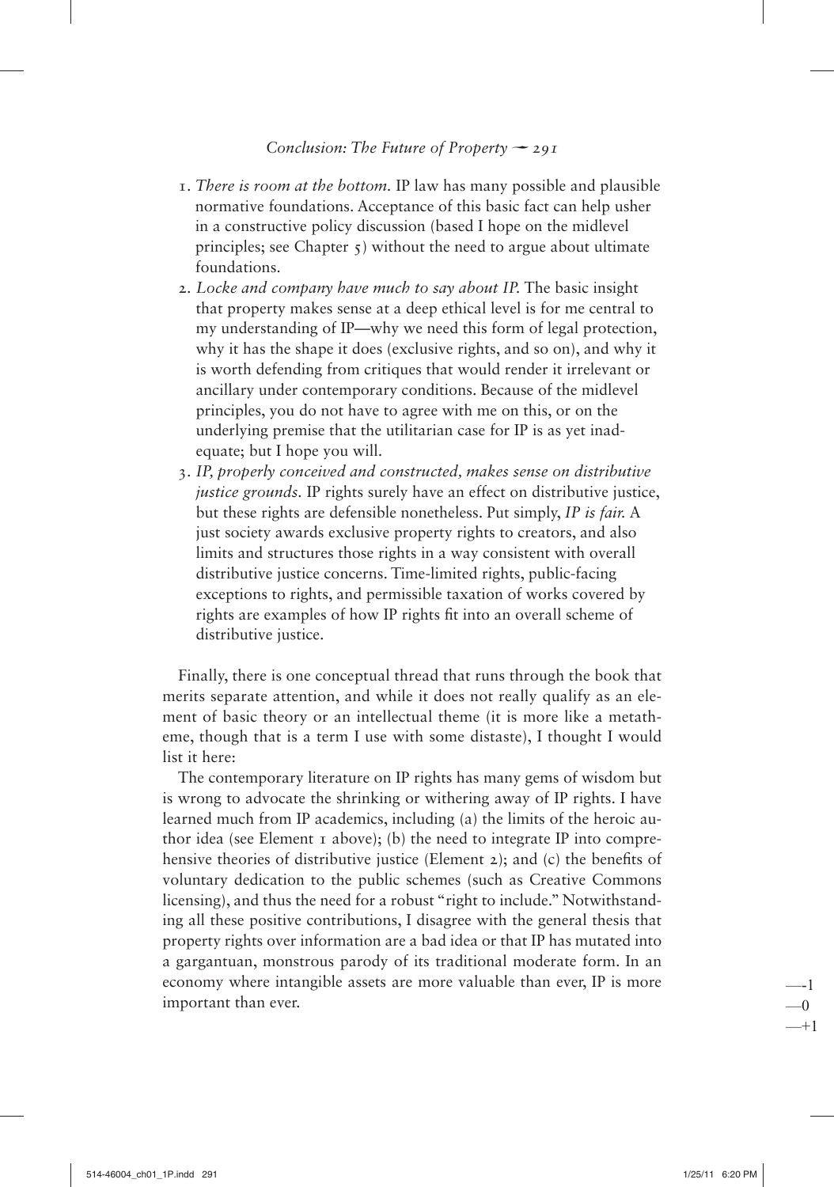1. *There is room at the bottom.* IP law has many possible and plausible normative foundations. Acceptance of this basic fact can help usher in a constructive policy discussion (based I hope on the midlevel principles; see Chapter 5) without the need to argue about ultimate foundations.
2. *Locke and company have much to say about IP.* The basic insight that property makes sense at a deep ethical level is for me central to my understanding of IP—why we need this form of legal protection, why it has the shape it does (exclusive rights, and so on), and why it is worth defending from critiques that would render it irrelevant or ancillary under contemporary conditions. Because of the midlevel principles, you do not have to agree with me on this, or on the underlying premise that the utilitarian case for IP is as yet inadequate; but I hope you will.
3. *IP, properly conceived and constructed, makes sense on distributive justice grounds.* IP rights surely have an effect on distributive justice, but these rights are defensible nonetheless. Put simply, *IP is fair.* A just society awards exclusive property rights to creators, and also limits and structures those rights in a way consistent with overall distributive justice concerns. Time-limited rights, public-facing exceptions to rights, and permissible taxation of works covered by rights are examples of how IP rights fit into an overall scheme of distributive justice.

Finally, there is one conceptual thread that runs through the book that merits separate attention, and while it does not really qualify as an element of basic theory or an intellectual theme (it is more like a metatheme, though that is a term I use with some distaste), I thought I would list it here:

The contemporary literature on IP rights has many gems of wisdom but is wrong to advocate the shrinking or withering away of IP rights. I have learned much from IP academics, including (a) the limits of the heroic author idea (see Element 1 above); (b) the need to integrate IP into comprehensive theories of distributive justice (Element 2); and (c) the benefits of voluntary dedication to the public schemes (such as Creative Commons licensing), and thus the need for a robust "right to include." Notwithstanding all these positive contributions, I disagree with the general thesis that property rights over information are a bad idea or that IP has mutated into a gargantuan, monstrous parody of its traditional moderate form. In an economy where intangible assets are more valuable than ever, IP is more important than ever.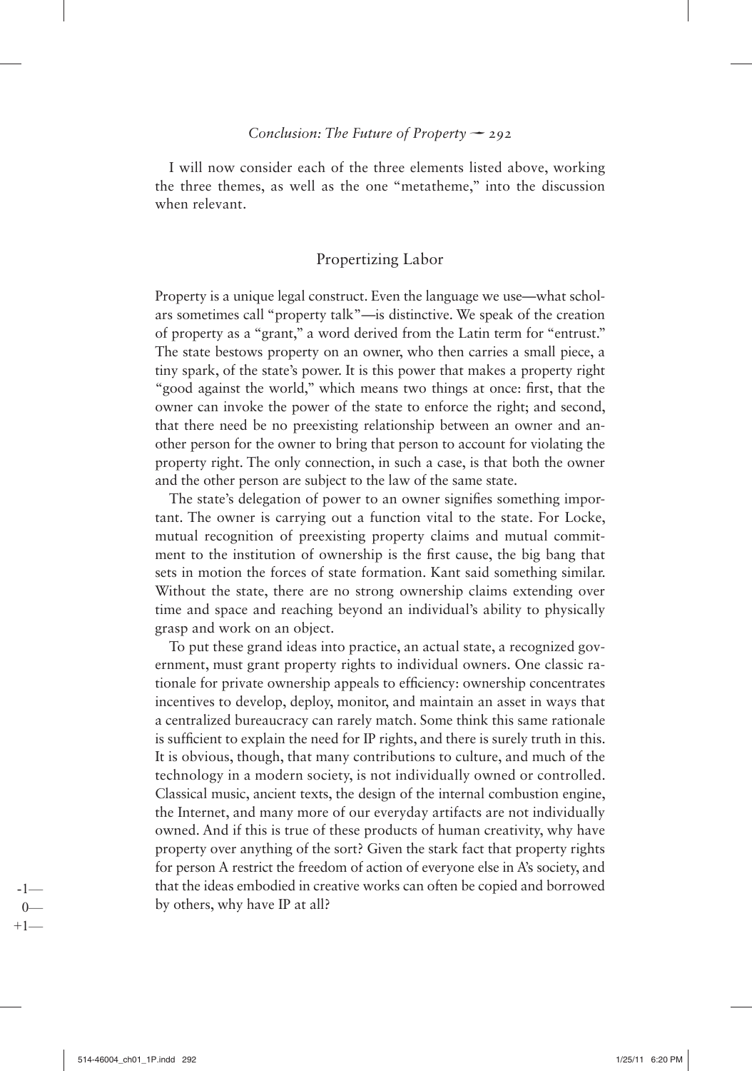I will now consider each of the three elements listed above, working the three themes, as well as the one "metatheme," into the discussion when relevant.

## Propertizing Labor

Property is a unique legal construct. Even the language we use—what scholars sometimes call "property talk"—is distinctive. We speak of the creation of property as a "grant," a word derived from the Latin term for "entrust." The state bestows property on an owner, who then carries a small piece, a tiny spark, of the state's power. It is this power that makes a property right "good against the world," which means two things at once: first, that the owner can invoke the power of the state to enforce the right; and second, that there need be no preexisting relationship between an owner and another person for the owner to bring that person to account for violating the property right. The only connection, in such a case, is that both the owner and the other person are subject to the law of the same state.

The state's delegation of power to an owner signifies something important. The owner is carrying out a function vital to the state. For Locke, mutual recognition of preexisting property claims and mutual commitment to the institution of ownership is the first cause, the big bang that sets in motion the forces of state formation. Kant said something similar. Without the state, there are no strong ownership claims extending over time and space and reaching beyond an individual's ability to physically grasp and work on an object.

To put these grand ideas into practice, an actual state, a recognized government, must grant property rights to individual owners. One classic rationale for private ownership appeals to efficiency: ownership concentrates incentives to develop, deploy, monitor, and maintain an asset in ways that a centralized bureaucracy can rarely match. Some think this same rationale is sufficient to explain the need for IP rights, and there is surely truth in this. It is obvious, though, that many contributions to culture, and much of the technology in a modern society, is not individually owned or controlled. Classical music, ancient texts, the design of the internal combustion engine, the Internet, and many more of our everyday artifacts are not individually owned. And if this is true of these products of human creativity, why have property over anything of the sort? Given the stark fact that property rights for person A restrict the freedom of action of everyone else in A's society, and that the ideas embodied in creative works can often be copied and borrowed by others, why have IP at all?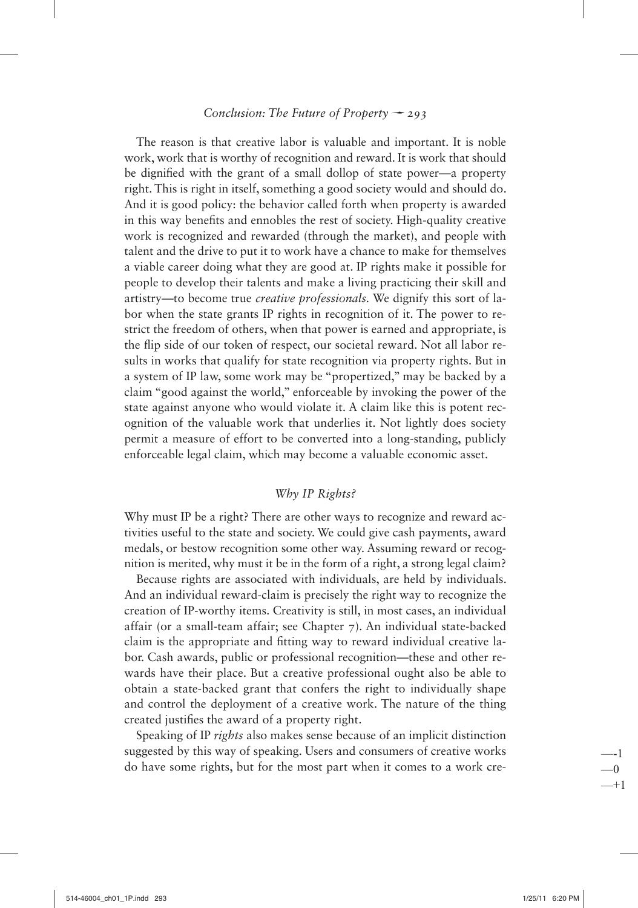The reason is that creative labor is valuable and important. It is noble work, work that is worthy of recognition and reward. It is work that should be dignified with the grant of a small dollop of state power—a property right. This is right in itself, something a good society would and should do. And it is good policy: the behavior called forth when property is awarded in this way benefits and ennobles the rest of society. High-quality creative work is recognized and rewarded (through the market), and people with talent and the drive to put it to work have a chance to make for themselves a viable career doing what they are good at. IP rights make it possible for people to develop their talents and make a living practicing their skill and artistry—to become true *creative professionals*. We dignify this sort of labor when the state grants IP rights in recognition of it. The power to restrict the freedom of others, when that power is earned and appropriate, is the flip side of our token of respect, our societal reward. Not all labor results in works that qualify for state recognition via property rights. But in a system of IP law, some work may be "propertized," may be backed by a claim "good against the world," enforceable by invoking the power of the state against anyone who would violate it. A claim like this is potent recognition of the valuable work that underlies it. Not lightly does society permit a measure of effort to be converted into a long-standing, publicly enforceable legal claim, which may become a valuable economic asset.

### *Why IP Rights?*

Why must IP be a right? There are other ways to recognize and reward activities useful to the state and society. We could give cash payments, award medals, or bestow recognition some other way. Assuming reward or recognition is merited, why must it be in the form of a right, a strong legal claim?

Because rights are associated with individuals, are held by individuals. And an individual reward-claim is precisely the right way to recognize the creation of IP-worthy items. Creativity is still, in most cases, an individual affair (or a small-team affair; see Chapter 7). An individual state-backed claim is the appropriate and fitting way to reward individual creative labor. Cash awards, public or professional recognition—these and other rewards have their place. But a creative professional ought also be able to obtain a state-backed grant that confers the right to individually shape and control the deployment of a creative work. The nature of the thing created justifies the award of a property right.

Speaking of IP *rights* also makes sense because of an implicit distinction suggested by this way of speaking. Users and consumers of creative works do have some rights, but for the most part when it comes to a work cre-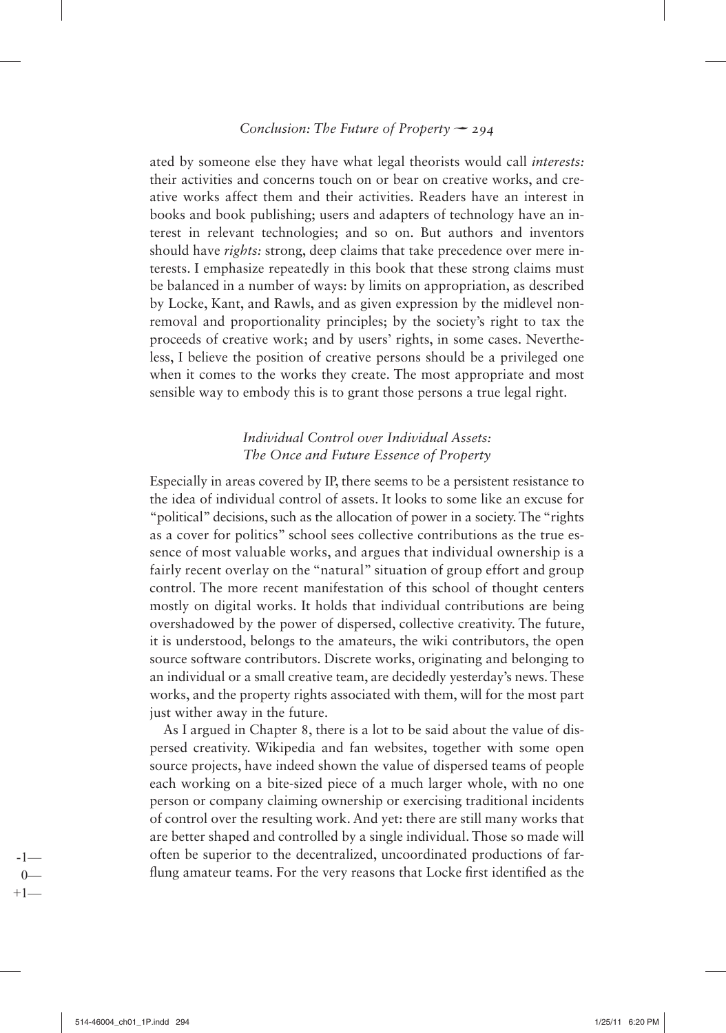ated by someone else they have what legal theorists would call *interests:* their activities and concerns touch on or bear on creative works, and creative works affect them and their activities. Readers have an interest in books and book publishing; users and adapters of technology have an interest in relevant technologies; and so on. But authors and inventors should have *rights:* strong, deep claims that take precedence over mere interests. I emphasize repeatedly in this book that these strong claims must be balanced in a number of ways: by limits on appropriation, as described by Locke, Kant, and Rawls, and as given expression by the midlevel nonremoval and proportionality principles; by the society's right to tax the proceeds of creative work; and by users' rights, in some cases. Nevertheless, I believe the position of creative persons should be a privileged one when it comes to the works they create. The most appropriate and most sensible way to embody this is to grant those persons a true legal right.

### *Individual Control over Individual Assets: The Once and Future Essence of Property*

Especially in areas covered by IP, there seems to be a persistent resistance to the idea of individual control of assets. It looks to some like an excuse for "political" decisions, such as the allocation of power in a society. The "rights as a cover for politics" school sees collective contributions as the true essence of most valuable works, and argues that individual ownership is a fairly recent overlay on the "natural" situation of group effort and group control. The more recent manifestation of this school of thought centers mostly on digital works. It holds that individual contributions are being overshadowed by the power of dispersed, collective creativity. The future, it is understood, belongs to the amateurs, the wiki contributors, the open source software contributors. Discrete works, originating and belonging to an individual or a small creative team, are decidedly yesterday's news. These works, and the property rights associated with them, will for the most part just wither away in the future.

As I argued in Chapter 8, there is a lot to be said about the value of dispersed creativity. Wikipedia and fan websites, together with some open source projects, have indeed shown the value of dispersed teams of people each working on a bite-sized piece of a much larger whole, with no one person or company claiming ownership or exercising traditional incidents of control over the resulting work. And yet: there are still many works that are better shaped and controlled by a single individual. Those so made will often be superior to the decentralized, uncoordinated productions of far-flung amateur teams. For the very reasons that Locke first identified as the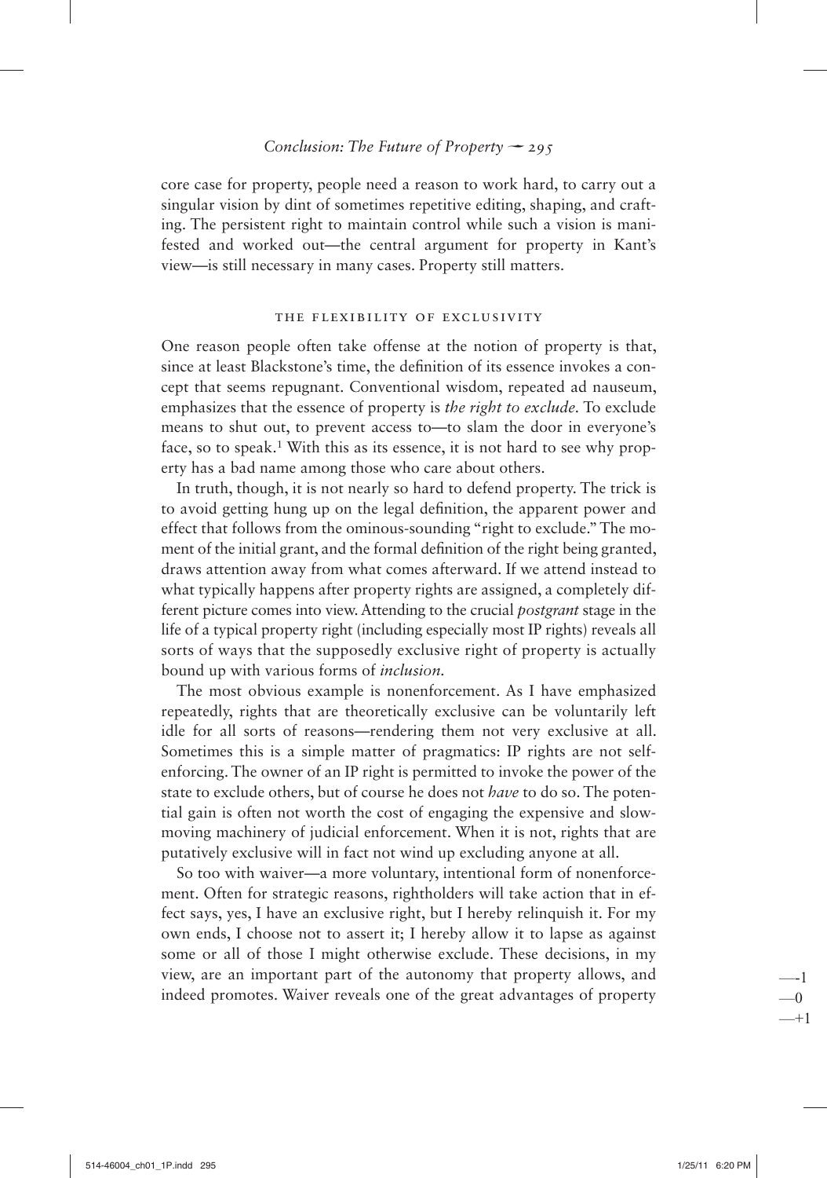core case for property, people need a reason to work hard, to carry out a singular vision by dint of sometimes repetitive editing, shaping, and crafting. The persistent right to maintain control while such a vision is manifested and worked out—the central argument for property in Kant's view—is still necessary in many cases. Property still matters.

## THE FLEXIBILITY OF EXCLUSIVITY

One reason people often take offense at the notion of property is that, since at least Blackstone's time, the definition of its essence invokes a concept that seems repugnant. Conventional wisdom, repeated ad nauseum, emphasizes that the essence of property is *the right to exclude.* To exclude means to shut out, to prevent access to—to slam the door in everyone's face, so to speak.[1] With this as its essence, it is not hard to see why property has a bad name among those who care about others.

In truth, though, it is not nearly so hard to defend property. The trick is to avoid getting hung up on the legal definition, the apparent power and effect that follows from the ominous-sounding "right to exclude." The moment of the initial grant, and the formal definition of the right being granted, draws attention away from what comes afterward. If we attend instead to what typically happens after property rights are assigned, a completely different picture comes into view. Attending to the crucial *postgrant* stage in the life of a typical property right (including especially most IP rights) reveals all sorts of ways that the supposedly exclusive right of property is actually bound up with various forms of *inclusion.*

The most obvious example is nonenforcement. As I have emphasized repeatedly, rights that are theoretically exclusive can be voluntarily left idle for all sorts of reasons—rendering them not very exclusive at all. Sometimes this is a simple matter of pragmatics: IP rights are not self-enforcing. The owner of an IP right is permitted to invoke the power of the state to exclude others, but of course he does not *have* to do so. The potential gain is often not worth the cost of engaging the expensive and slow-moving machinery of judicial enforcement. When it is not, rights that are putatively exclusive will in fact not wind up excluding anyone at all.

So too with waiver—a more voluntary, intentional form of nonenforcement. Often for strategic reasons, rightholders will take action that in effect says, yes, I have an exclusive right, but I hereby relinquish it. For my own ends, I choose not to assert it; I hereby allow it to lapse as against some or all of those I might otherwise exclude. These decisions, in my view, are an important part of the autonomy that property allows, and indeed promotes. Waiver reveals one of the great advantages of property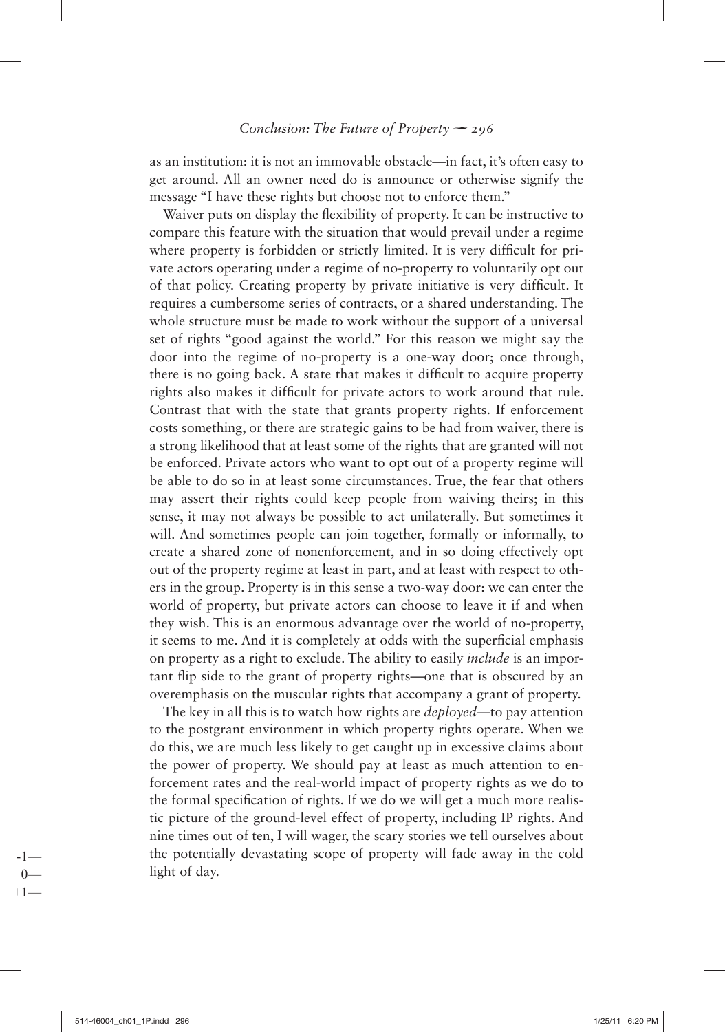as an institution: it is not an immovable obstacle—in fact, it's often easy to get around. All an owner need do is announce or otherwise signify the message "I have these rights but choose not to enforce them."

Waiver puts on display the flexibility of property. It can be instructive to compare this feature with the situation that would prevail under a regime where property is forbidden or strictly limited. It is very difficult for private actors operating under a regime of no-property to voluntarily opt out of that policy. Creating property by private initiative is very difficult. It requires a cumbersome series of contracts, or a shared understanding. The whole structure must be made to work without the support of a universal set of rights "good against the world." For this reason we might say the door into the regime of no-property is a one-way door; once through, there is no going back. A state that makes it difficult to acquire property rights also makes it difficult for private actors to work around that rule. Contrast that with the state that grants property rights. If enforcement costs something, or there are strategic gains to be had from waiver, there is a strong likelihood that at least some of the rights that are granted will not be enforced. Private actors who want to opt out of a property regime will be able to do so in at least some circumstances. True, the fear that others may assert their rights could keep people from waiving theirs; in this sense, it may not always be possible to act unilaterally. But sometimes it will. And sometimes people can join together, formally or informally, to create a shared zone of nonenforcement, and in so doing effectively opt out of the property regime at least in part, and at least with respect to others in the group. Property is in this sense a two-way door: we can enter the world of property, but private actors can choose to leave it if and when they wish. This is an enormous advantage over the world of no-property, it seems to me. And it is completely at odds with the superficial emphasis on property as a right to exclude. The ability to easily *include* is an important flip side to the grant of property rights—one that is obscured by an overemphasis on the muscular rights that accompany a grant of property.

The key in all this is to watch how rights are *deployed*—to pay attention to the postgrant environment in which property rights operate. When we do this, we are much less likely to get caught up in excessive claims about the power of property. We should pay at least as much attention to enforcement rates and the real-world impact of property rights as we do to the formal specification of rights. If we do we will get a much more realistic picture of the ground-level effect of property, including IP rights. And nine times out of ten, I will wager, the scary stories we tell ourselves about the potentially devastating scope of property will fade away in the cold light of day.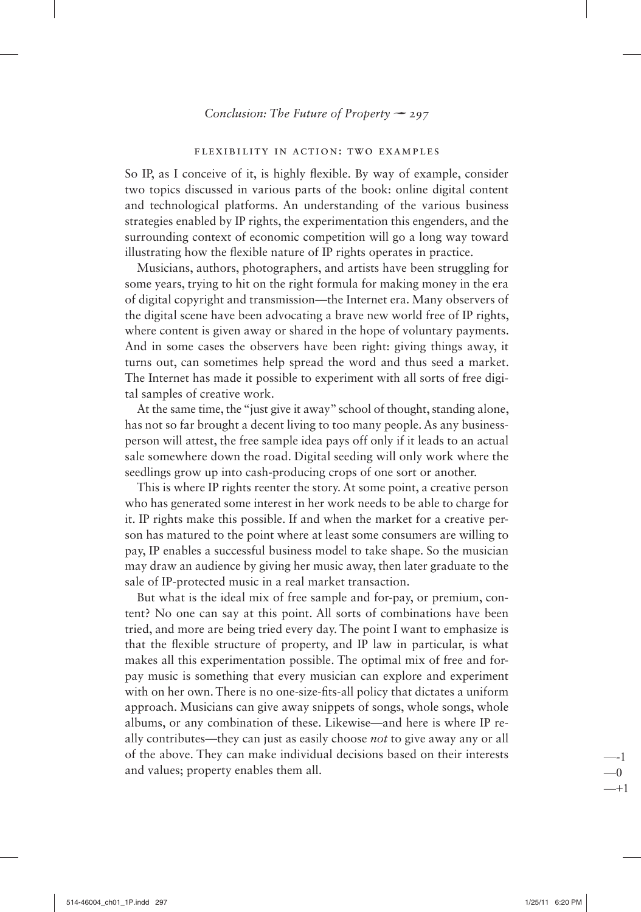### FLEXIBILITY IN ACTION: TWO EXAMPLES

So IP, as I conceive of it, is highly flexible. By way of example, consider two topics discussed in various parts of the book: online digital content and technological platforms. An understanding of the various business strategies enabled by IP rights, the experimentation this engenders, and the surrounding context of economic competition will go a long way toward illustrating how the flexible nature of IP rights operates in practice.

Musicians, authors, photographers, and artists have been struggling for some years, trying to hit on the right formula for making money in the era of digital copyright and transmission—the Internet era. Many observers of the digital scene have been advocating a brave new world free of IP rights, where content is given away or shared in the hope of voluntary payments. And in some cases the observers have been right: giving things away, it turns out, can sometimes help spread the word and thus seed a market. The Internet has made it possible to experiment with all sorts of free digital samples of creative work.

At the same time, the "just give it away" school of thought, standing alone, has not so far brought a decent living to too many people. As any businessperson will attest, the free sample idea pays off only if it leads to an actual sale somewhere down the road. Digital seeding will only work where the seedlings grow up into cash-producing crops of one sort or another.

This is where IP rights reenter the story. At some point, a creative person who has generated some interest in her work needs to be able to charge for it. IP rights make this possible. If and when the market for a creative person has matured to the point where at least some consumers are willing to pay, IP enables a successful business model to take shape. So the musician may draw an audience by giving her music away, then later graduate to the sale of IP-protected music in a real market transaction.

But what is the ideal mix of free sample and for-pay, or premium, content? No one can say at this point. All sorts of combinations have been tried, and more are being tried every day. The point I want to emphasize is that the flexible structure of property, and IP law in particular, is what makes all this experimentation possible. The optimal mix of free and for-pay music is something that every musician can explore and experiment with on her own. There is no one-size-fits-all policy that dictates a uniform approach. Musicians can give away snippets of songs, whole songs, whole albums, or any combination of these. Likewise—and here is where IP really contributes—they can just as easily choose *not* to give away any or all of the above. They can make individual decisions based on their interests and values; property enables them all.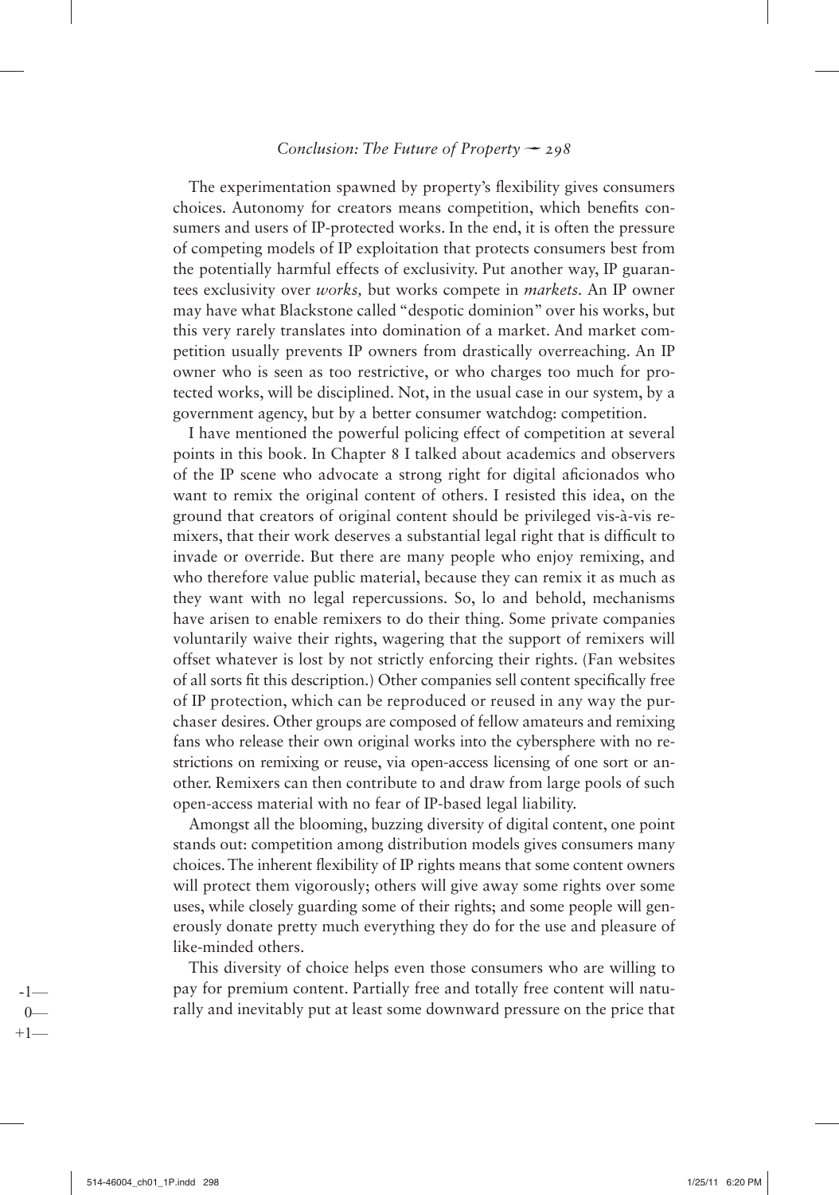The experimentation spawned by property's flexibility gives consumers choices. Autonomy for creators means competition, which benefits consumers and users of IP-protected works. In the end, it is often the pressure of competing models of IP exploitation that protects consumers best from the potentially harmful effects of exclusivity. Put another way, IP guarantees exclusivity over *works,* but works compete in *markets.* An IP owner may have what Blackstone called "despotic dominion" over his works, but this very rarely translates into domination of a market. And market competition usually prevents IP owners from drastically overreaching. An IP owner who is seen as too restrictive, or who charges too much for protected works, will be disciplined. Not, in the usual case in our system, by a government agency, but by a better consumer watchdog: competition.

I have mentioned the powerful policing effect of competition at several points in this book. In Chapter 8 I talked about academics and observers of the IP scene who advocate a strong right for digital aficionados who want to remix the original content of others. I resisted this idea, on the ground that creators of original content should be privileged vis-à-vis remixers, that their work deserves a substantial legal right that is difficult to invade or override. But there are many people who enjoy remixing, and who therefore value public material, because they can remix it as much as they want with no legal repercussions. So, lo and behold, mechanisms have arisen to enable remixers to do their thing. Some private companies voluntarily waive their rights, wagering that the support of remixers will offset whatever is lost by not strictly enforcing their rights. (Fan websites of all sorts fit this description.) Other companies sell content specifically free of IP protection, which can be reproduced or reused in any way the purchaser desires. Other groups are composed of fellow amateurs and remixing fans who release their own original works into the cybersphere with no restrictions on remixing or reuse, via open-access licensing of one sort or another. Remixers can then contribute to and draw from large pools of such open-access material with no fear of IP-based legal liability.

Amongst all the blooming, buzzing diversity of digital content, one point stands out: competition among distribution models gives consumers many choices. The inherent flexibility of IP rights means that some content owners will protect them vigorously; others will give away some rights over some uses, while closely guarding some of their rights; and some people will generously donate pretty much everything they do for the use and pleasure of like-minded others.

This diversity of choice helps even those consumers who are willing to pay for premium content. Partially free and totally free content will naturally and inevitably put at least some downward pressure on the price that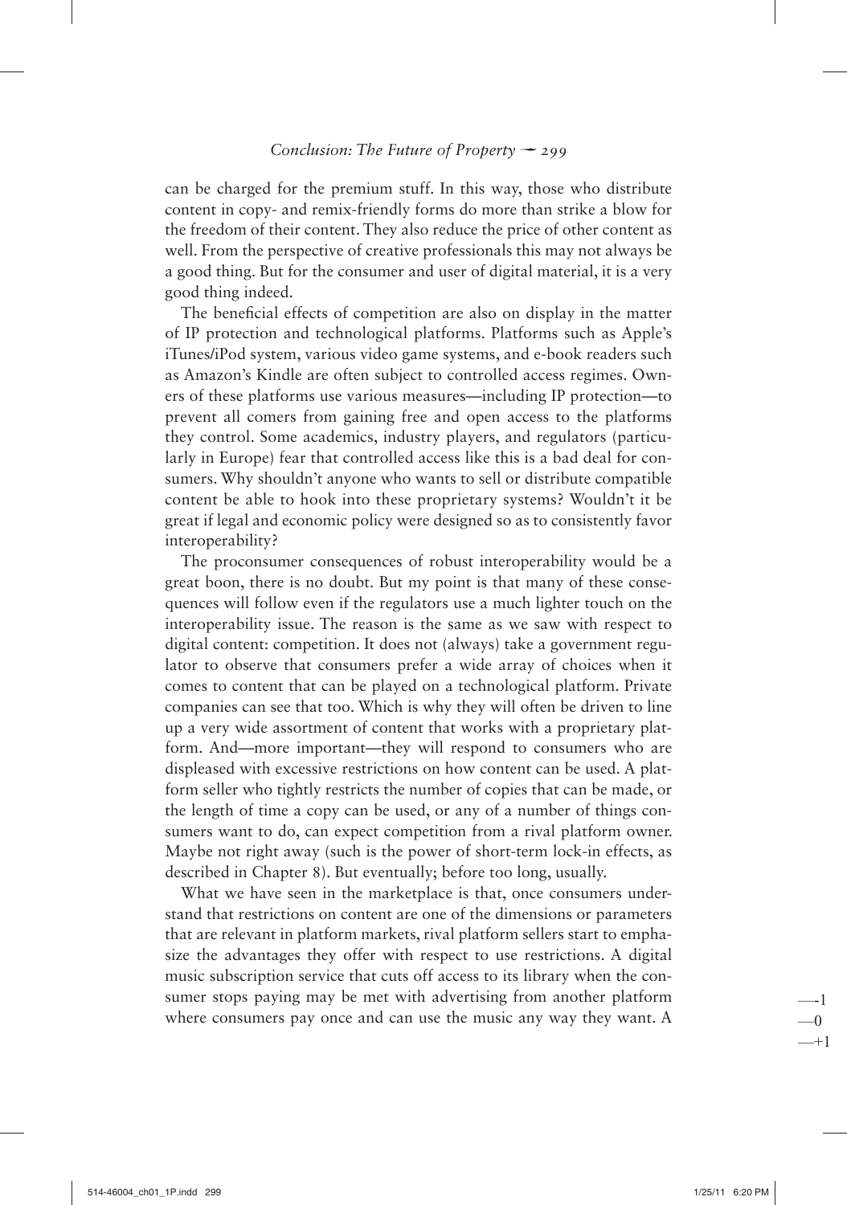can be charged for the premium stuff. In this way, those who distribute content in copy- and remix-friendly forms do more than strike a blow for the freedom of their content. They also reduce the price of other content as well. From the perspective of creative professionals this may not always be a good thing. But for the consumer and user of digital material, it is a very good thing indeed.

The beneficial effects of competition are also on display in the matter of IP protection and technological platforms. Platforms such as Apple's iTunes/iPod system, various video game systems, and e-book readers such as Amazon's Kindle are often subject to controlled access regimes. Owners of these platforms use various measures—including IP protection—to prevent all comers from gaining free and open access to the platforms they control. Some academics, industry players, and regulators (particularly in Europe) fear that controlled access like this is a bad deal for consumers. Why shouldn't anyone who wants to sell or distribute compatible content be able to hook into these proprietary systems? Wouldn't it be great if legal and economic policy were designed so as to consistently favor interoperability?

The proconsumer consequences of robust interoperability would be a great boon, there is no doubt. But my point is that many of these consequences will follow even if the regulators use a much lighter touch on the interoperability issue. The reason is the same as we saw with respect to digital content: competition. It does not (always) take a government regulator to observe that consumers prefer a wide array of choices when it comes to content that can be played on a technological platform. Private companies can see that too. Which is why they will often be driven to line up a very wide assortment of content that works with a proprietary platform. And—more important—they will respond to consumers who are displeased with excessive restrictions on how content can be used. A platform seller who tightly restricts the number of copies that can be made, or the length of time a copy can be used, or any of a number of things consumers want to do, can expect competition from a rival platform owner. Maybe not right away (such is the power of short-term lock-in effects, as described in Chapter 8). But eventually; before too long, usually.

What we have seen in the marketplace is that, once consumers understand that restrictions on content are one of the dimensions or parameters that are relevant in platform markets, rival platform sellers start to emphasize the advantages they offer with respect to use restrictions. A digital music subscription service that cuts off access to its library when the consumer stops paying may be met with advertising from another platform where consumers pay once and can use the music any way they want. A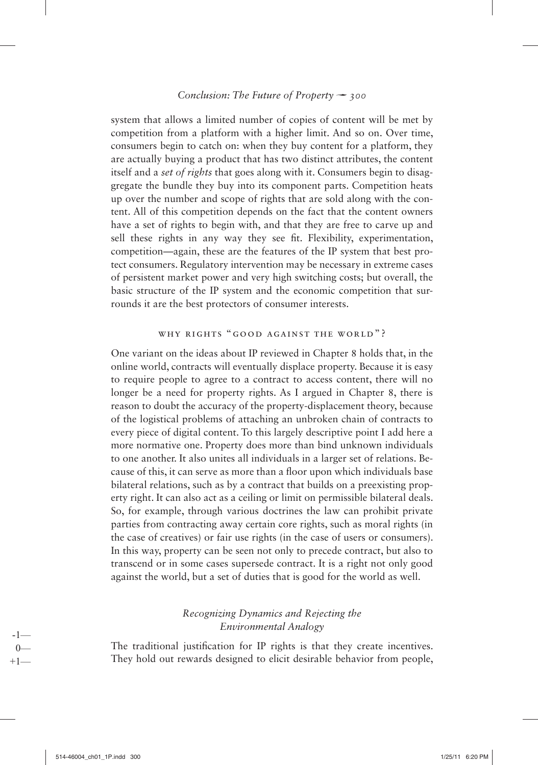system that allows a limited number of copies of content will be met by competition from a platform with a higher limit. And so on. Over time, consumers begin to catch on: when they buy content for a platform, they are actually buying a product that has two distinct attributes, the content itself and a *set of rights* that goes along with it. Consumers begin to disaggregate the bundle they buy into its component parts. Competition heats up over the number and scope of rights that are sold along with the content. All of this competition depends on the fact that the content owners have a set of rights to begin with, and that they are free to carve up and sell these rights in any way they see fit. Flexibility, experimentation, competition—again, these are the features of the IP system that best protect consumers. Regulatory intervention may be necessary in extreme cases of persistent market power and very high switching costs; but overall, the basic structure of the IP system and the economic competition that surrounds it are the best protectors of consumer interests.

### WHY RIGHTS "GOOD AGAINST THE WORLD"?

One variant on the ideas about IP reviewed in Chapter 8 holds that, in the online world, contracts will eventually displace property. Because it is easy to require people to agree to a contract to access content, there will no longer be a need for property rights. As I argued in Chapter 8, there is reason to doubt the accuracy of the property-displacement theory, because of the logistical problems of attaching an unbroken chain of contracts to every piece of digital content. To this largely descriptive point I add here a more normative one. Property does more than bind unknown individuals to one another. It also unites all individuals in a larger set of relations. Because of this, it can serve as more than a floor upon which individuals base bilateral relations, such as by a contract that builds on a preexisting property right. It can also act as a ceiling or limit on permissible bilateral deals. So, for example, through various doctrines the law can prohibit private parties from contracting away certain core rights, such as moral rights (in the case of creatives) or fair use rights (in the case of users or consumers). In this way, property can be seen not only to precede contract, but also to transcend or in some cases supersede contract. It is a right not only good against the world, but a set of duties that is good for the world as well.

## *Recognizing Dynamics and Rejecting the Environmental Analogy*

The traditional justification for IP rights is that they create incentives. They hold out rewards designed to elicit desirable behavior from people,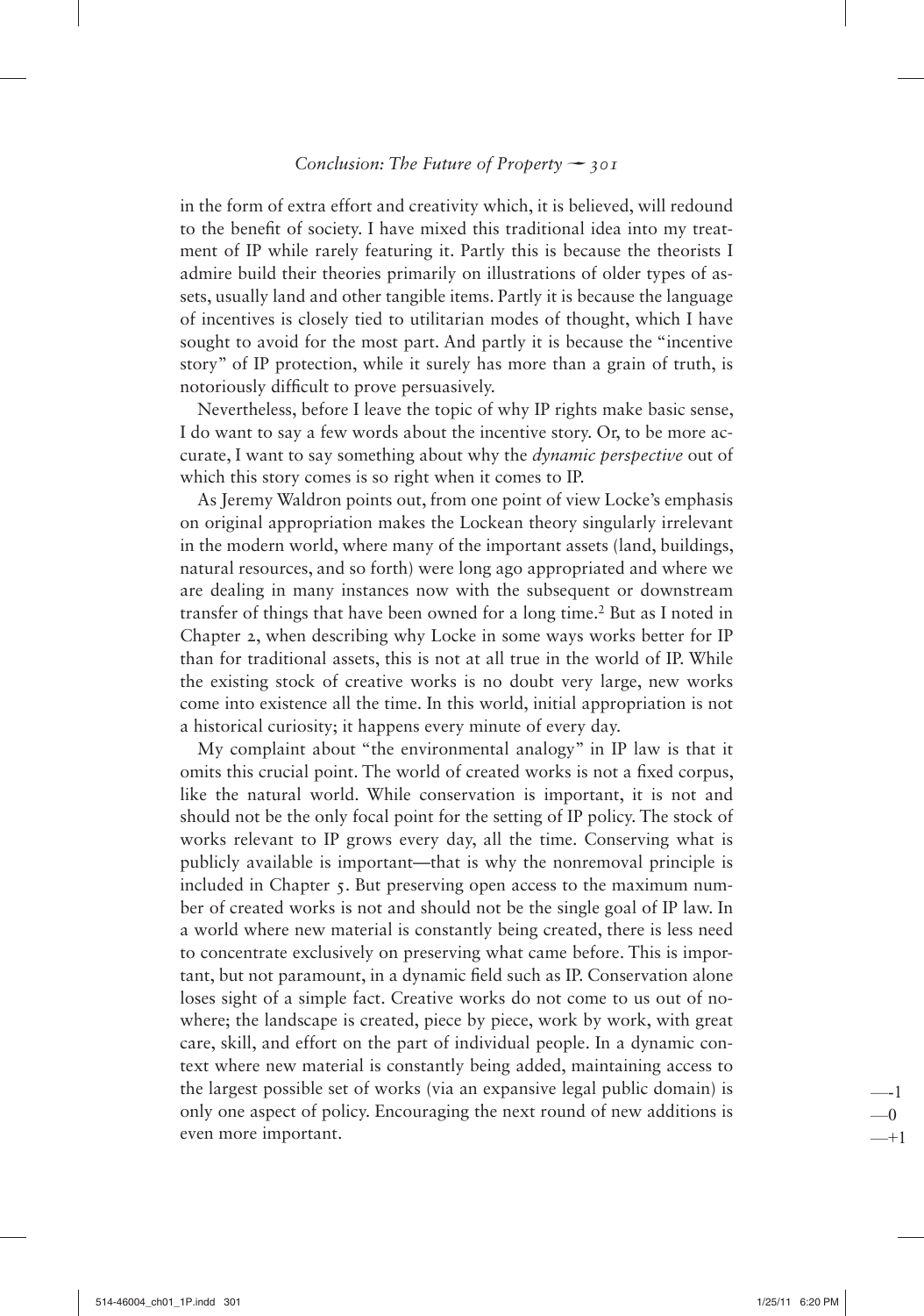in the form of extra effort and creativity which, it is believed, will redound to the benefit of society. I have mixed this traditional idea into my treatment of IP while rarely featuring it. Partly this is because the theorists I admire build their theories primarily on illustrations of older types of assets, usually land and other tangible items. Partly it is because the language of incentives is closely tied to utilitarian modes of thought, which I have sought to avoid for the most part. And partly it is because the "incentive story" of IP protection, while it surely has more than a grain of truth, is notoriously difficult to prove persuasively.

Nevertheless, before I leave the topic of why IP rights make basic sense, I do want to say a few words about the incentive story. Or, to be more accurate, I want to say something about why the *dynamic perspective* out of which this story comes is so right when it comes to IP.

As Jeremy Waldron points out, from one point of view Locke's emphasis on original appropriation makes the Lockean theory singularly irrelevant in the modern world, where many of the important assets (land, buildings, natural resources, and so forth) were long ago appropriated and where we are dealing in many instances now with the subsequent or downstream transfer of things that have been owned for a long time.[2] But as I noted in Chapter 2, when describing why Locke in some ways works better for IP than for traditional assets, this is not at all true in the world of IP. While the existing stock of creative works is no doubt very large, new works come into existence all the time. In this world, initial appropriation is not a historical curiosity; it happens every minute of every day.

My complaint about "the environmental analogy" in IP law is that it omits this crucial point. The world of created works is not a fixed corpus, like the natural world. While conservation is important, it is not and should not be the only focal point for the setting of IP policy. The stock of works relevant to IP grows every day, all the time. Conserving what is publicly available is important—that is why the nonremoval principle is included in Chapter 5. But preserving open access to the maximum number of created works is not and should not be the single goal of IP law. In a world where new material is constantly being created, there is less need to concentrate exclusively on preserving what came before. This is important, but not paramount, in a dynamic field such as IP. Conservation alone loses sight of a simple fact. Creative works do not come to us out of nowhere; the landscape is created, piece by piece, work by work, with great care, skill, and effort on the part of individual people. In a dynamic context where new material is constantly being added, maintaining access to the largest possible set of works (via an expansive legal public domain) is only one aspect of policy. Encouraging the next round of new additions is even more important.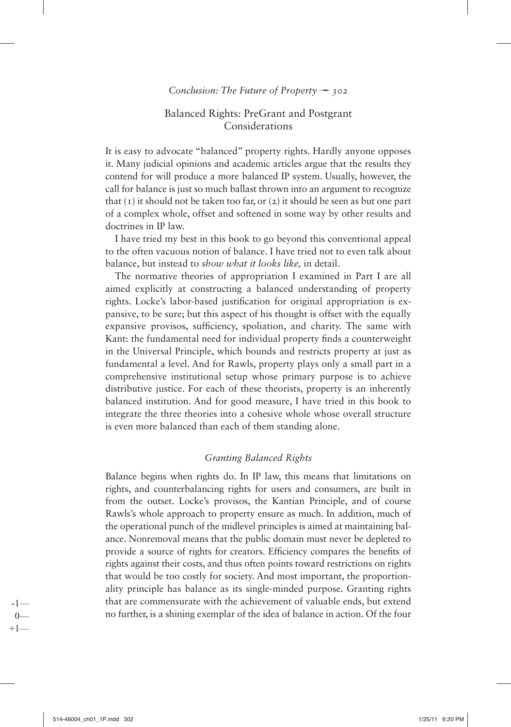## Balanced Rights: PreGrant and Postgrant Considerations

It is easy to advocate "balanced" property rights. Hardly anyone opposes it. Many judicial opinions and academic articles argue that the results they contend for will produce a more balanced IP system. Usually, however, the call for balance is just so much ballast thrown into an argument to recognize that (1) it should not be taken too far, or (2) it should be seen as but one part of a complex whole, offset and softened in some way by other results and doctrines in IP law.

I have tried my best in this book to go beyond this conventional appeal to the often vacuous notion of balance. I have tried not to even talk about balance, but instead to *show what it looks like,* in detail.

The normative theories of appropriation I examined in Part I are all aimed explicitly at constructing a balanced understanding of property rights. Locke's labor-based justification for original appropriation is expansive, to be sure; but this aspect of his thought is offset with the equally expansive provisos, sufficiency, spoliation, and charity. The same with Kant: the fundamental need for individual property finds a counterweight in the Universal Principle, which bounds and restricts property at just as fundamental a level. And for Rawls, property plays only a small part in a comprehensive institutional setup whose primary purpose is to achieve distributive justice. For each of these theorists, property is an inherently balanced institution. And for good measure, I have tried in this book to integrate the three theories into a cohesive whole whose overall structure is even more balanced than each of them standing alone.

### *Granting Balanced Rights*

Balance begins when rights do. In IP law, this means that limitations on rights, and counterbalancing rights for users and consumers, are built in from the outset. Locke's provisos, the Kantian Principle, and of course Rawls's whole approach to property ensure as much. In addition, much of the operational punch of the midlevel principles is aimed at maintaining balance. Nonremoval means that the public domain must never be depleted to provide a source of rights for creators. Efficiency compares the benefits of rights against their costs, and thus often points toward restrictions on rights that would be too costly for society. And most important, the proportionality principle has balance as its single-minded purpose. Granting rights that are commensurate with the achievement of valuable ends, but extend no further, is a shining exemplar of the idea of balance in action. Of the four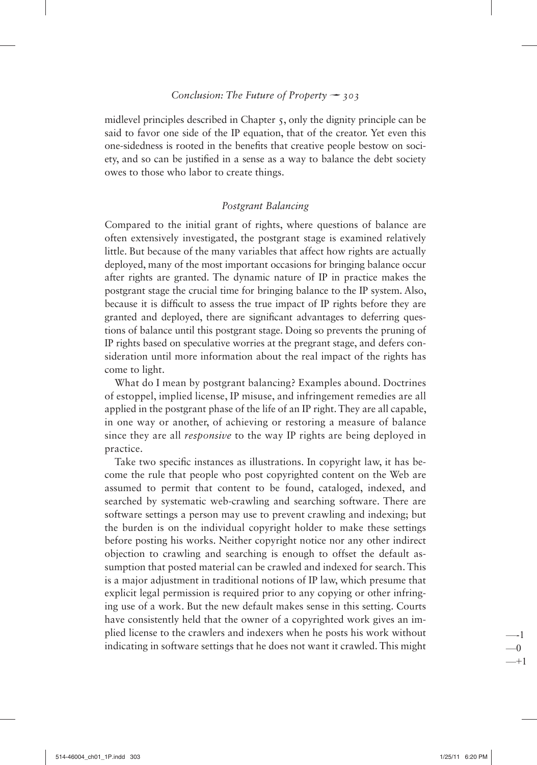midlevel principles described in Chapter 5, only the dignity principle can be said to favor one side of the IP equation, that of the creator. Yet even this one-sidedness is rooted in the benefits that creative people bestow on society, and so can be justified in a sense as a way to balance the debt society owes to those who labor to create things.

### *Postgrant Balancing*

Compared to the initial grant of rights, where questions of balance are often extensively investigated, the postgrant stage is examined relatively little. But because of the many variables that affect how rights are actually deployed, many of the most important occasions for bringing balance occur after rights are granted. The dynamic nature of IP in practice makes the postgrant stage the crucial time for bringing balance to the IP system. Also, because it is difficult to assess the true impact of IP rights before they are granted and deployed, there are significant advantages to deferring questions of balance until this postgrant stage. Doing so prevents the pruning of IP rights based on speculative worries at the pregrant stage, and defers consideration until more information about the real impact of the rights has come to light.

What do I mean by postgrant balancing? Examples abound. Doctrines of estoppel, implied license, IP misuse, and infringement remedies are all applied in the postgrant phase of the life of an IP right. They are all capable, in one way or another, of achieving or restoring a measure of balance since they are all *responsive* to the way IP rights are being deployed in practice.

Take two specific instances as illustrations. In copyright law, it has become the rule that people who post copyrighted content on the Web are assumed to permit that content to be found, cataloged, indexed, and searched by systematic web-crawling and searching software. There are software settings a person may use to prevent crawling and indexing; but the burden is on the individual copyright holder to make these settings before posting his works. Neither copyright notice nor any other indirect objection to crawling and searching is enough to offset the default assumption that posted material can be crawled and indexed for search. This is a major adjustment in traditional notions of IP law, which presume that explicit legal permission is required prior to any copying or other infringing use of a work. But the new default makes sense in this setting. Courts have consistently held that the owner of a copyrighted work gives an implied license to the crawlers and indexers when he posts his work without indicating in software settings that he does not want it crawled. This might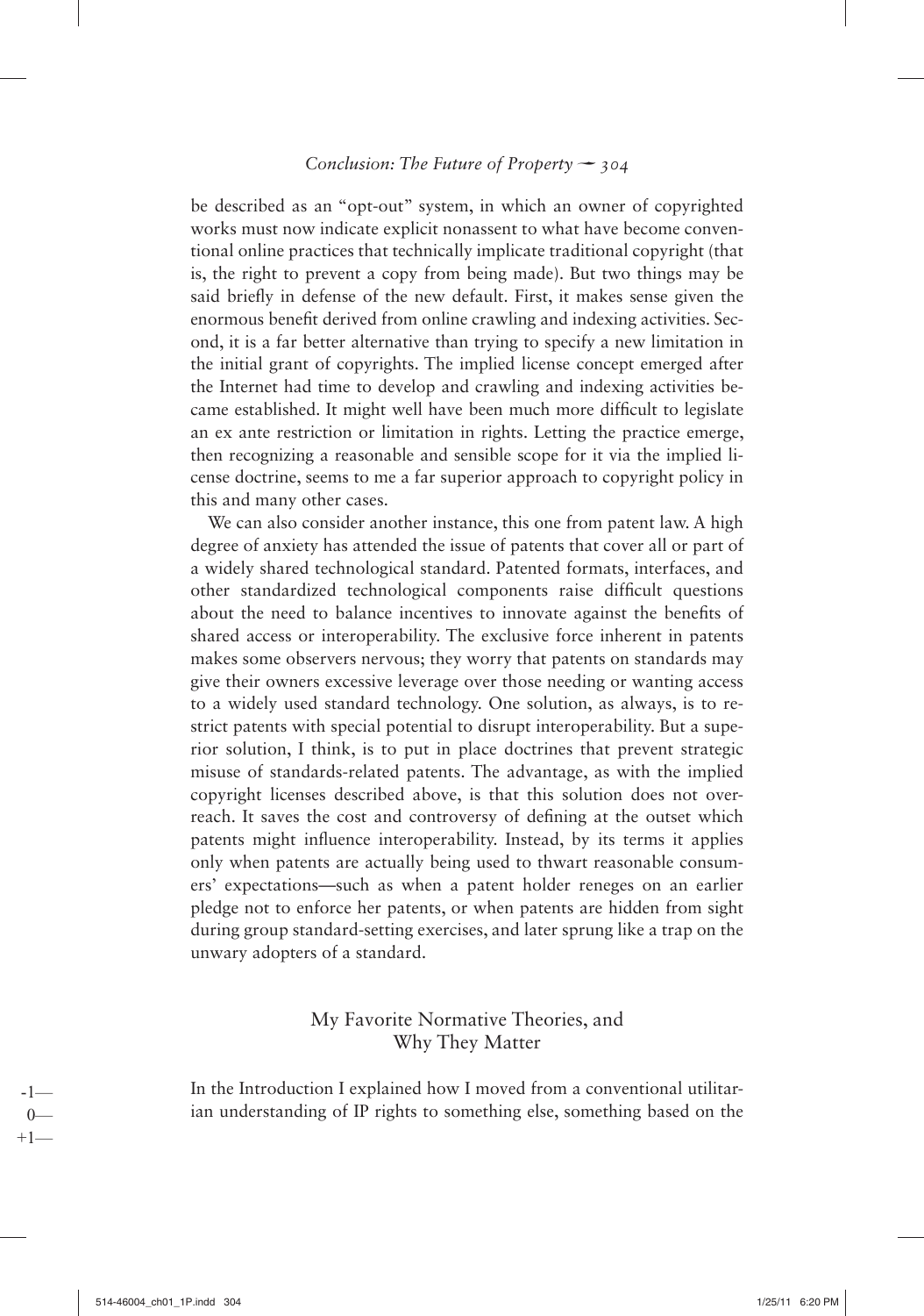be described as an "opt-out" system, in which an owner of copyrighted works must now indicate explicit nonassent to what have become conventional online practices that technically implicate traditional copyright (that is, the right to prevent a copy from being made). But two things may be said briefly in defense of the new default. First, it makes sense given the enormous benefit derived from online crawling and indexing activities. Second, it is a far better alternative than trying to specify a new limitation in the initial grant of copyrights. The implied license concept emerged after the Internet had time to develop and crawling and indexing activities became established. It might well have been much more difficult to legislate an ex ante restriction or limitation in rights. Letting the practice emerge, then recognizing a reasonable and sensible scope for it via the implied license doctrine, seems to me a far superior approach to copyright policy in this and many other cases.

We can also consider another instance, this one from patent law. A high degree of anxiety has attended the issue of patents that cover all or part of a widely shared technological standard. Patented formats, interfaces, and other standardized technological components raise difficult questions about the need to balance incentives to innovate against the benefits of shared access or interoperability. The exclusive force inherent in patents makes some observers nervous; they worry that patents on standards may give their owners excessive leverage over those needing or wanting access to a widely used standard technology. One solution, as always, is to restrict patents with special potential to disrupt interoperability. But a superior solution, I think, is to put in place doctrines that prevent strategic misuse of standards-related patents. The advantage, as with the implied copyright licenses described above, is that this solution does not overreach. It saves the cost and controversy of defining at the outset which patents might influence interoperability. Instead, by its terms it applies only when patents are actually being used to thwart reasonable consumers' expectations—such as when a patent holder reneges on an earlier pledge not to enforce her patents, or when patents are hidden from sight during group standard-setting exercises, and later sprung like a trap on the unwary adopters of a standard.

## My Favorite Normative Theories, and Why They Matter

In the Introduction I explained how I moved from a conventional utilitarian understanding of IP rights to something else, something based on the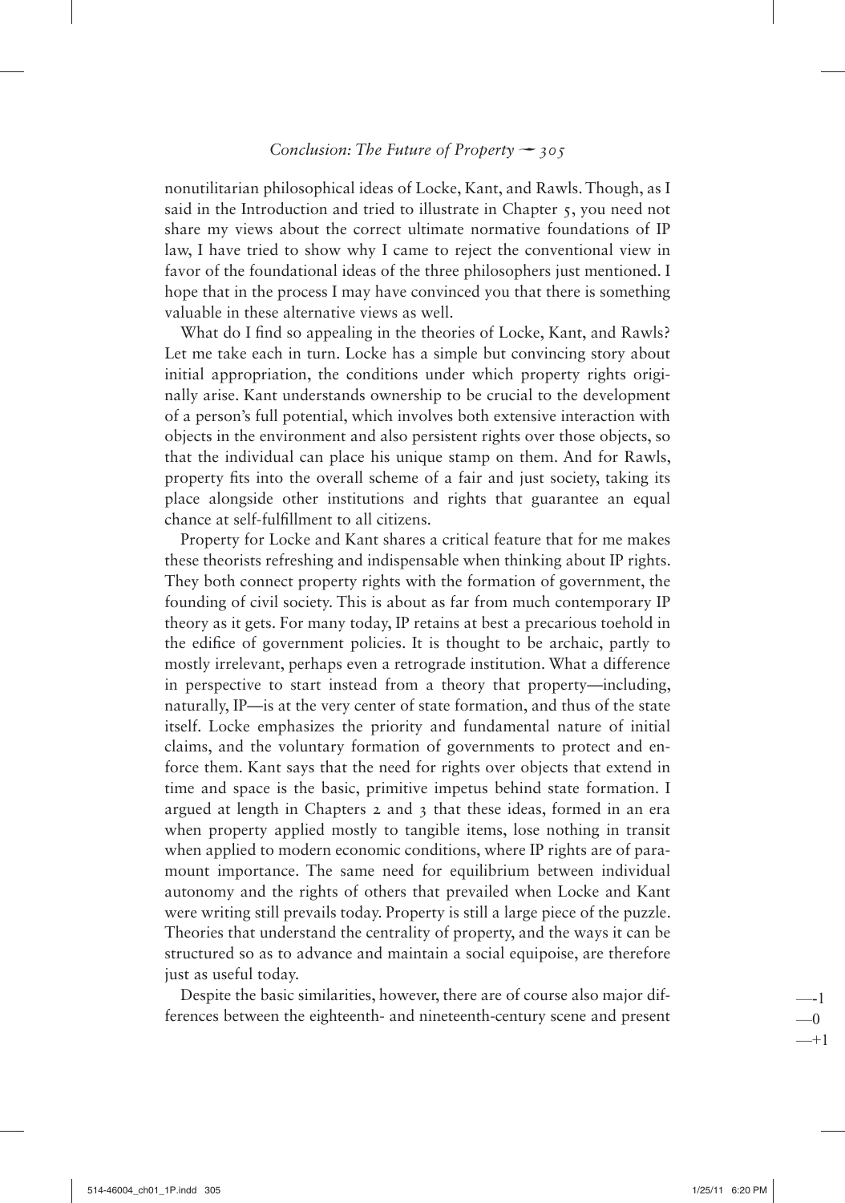nonutilitarian philosophical ideas of Locke, Kant, and Rawls. Though, as I said in the Introduction and tried to illustrate in Chapter 5, you need not share my views about the correct ultimate normative foundations of IP law, I have tried to show why I came to reject the conventional view in favor of the foundational ideas of the three philosophers just mentioned. I hope that in the process I may have convinced you that there is something valuable in these alternative views as well.

What do I find so appealing in the theories of Locke, Kant, and Rawls? Let me take each in turn. Locke has a simple but convincing story about initial appropriation, the conditions under which property rights originally arise. Kant understands ownership to be crucial to the development of a person's full potential, which involves both extensive interaction with objects in the environment and also persistent rights over those objects, so that the individual can place his unique stamp on them. And for Rawls, property fits into the overall scheme of a fair and just society, taking its place alongside other institutions and rights that guarantee an equal chance at self-fulfillment to all citizens.

Property for Locke and Kant shares a critical feature that for me makes these theorists refreshing and indispensable when thinking about IP rights. They both connect property rights with the formation of government, the founding of civil society. This is about as far from much contemporary IP theory as it gets. For many today, IP retains at best a precarious toehold in the edifice of government policies. It is thought to be archaic, partly to mostly irrelevant, perhaps even a retrograde institution. What a difference in perspective to start instead from a theory that property—including, naturally, IP—is at the very center of state formation, and thus of the state itself. Locke emphasizes the priority and fundamental nature of initial claims, and the voluntary formation of governments to protect and enforce them. Kant says that the need for rights over objects that extend in time and space is the basic, primitive impetus behind state formation. I argued at length in Chapters 2 and 3 that these ideas, formed in an era when property applied mostly to tangible items, lose nothing in transit when applied to modern economic conditions, where IP rights are of paramount importance. The same need for equilibrium between individual autonomy and the rights of others that prevailed when Locke and Kant were writing still prevails today. Property is still a large piece of the puzzle. Theories that understand the centrality of property, and the ways it can be structured so as to advance and maintain a social equipoise, are therefore just as useful today.

Despite the basic similarities, however, there are of course also major differences between the eighteenth- and nineteenth-century scene and present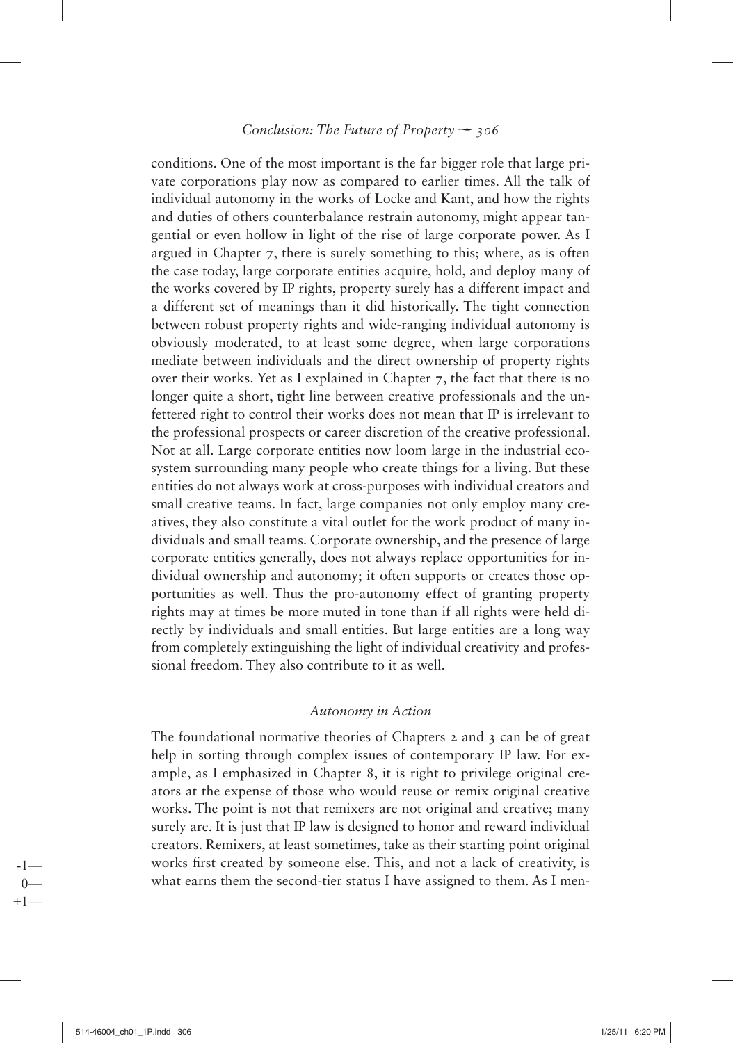conditions. One of the most important is the far bigger role that large private corporations play now as compared to earlier times. All the talk of individual autonomy in the works of Locke and Kant, and how the rights and duties of others counterbalance restrain autonomy, might appear tangential or even hollow in light of the rise of large corporate power. As I argued in Chapter 7, there is surely something to this; where, as is often the case today, large corporate entities acquire, hold, and deploy many of the works covered by IP rights, property surely has a different impact and a different set of meanings than it did historically. The tight connection between robust property rights and wide-ranging individual autonomy is obviously moderated, to at least some degree, when large corporations mediate between individuals and the direct ownership of property rights over their works. Yet as I explained in Chapter 7, the fact that there is no longer quite a short, tight line between creative professionals and the unfettered right to control their works does not mean that IP is irrelevant to the professional prospects or career discretion of the creative professional. Not at all. Large corporate entities now loom large in the industrial ecosystem surrounding many people who create things for a living. But these entities do not always work at cross-purposes with individual creators and small creative teams. In fact, large companies not only employ many creatives, they also constitute a vital outlet for the work product of many individuals and small teams. Corporate ownership, and the presence of large corporate entities generally, does not always replace opportunities for individual ownership and autonomy; it often supports or creates those opportunities as well. Thus the pro-autonomy effect of granting property rights may at times be more muted in tone than if all rights were held directly by individuals and small entities. But large entities are a long way from completely extinguishing the light of individual creativity and professional freedom. They also contribute to it as well.

### *Autonomy in Action*

The foundational normative theories of Chapters 2 and 3 can be of great help in sorting through complex issues of contemporary IP law. For example, as I emphasized in Chapter 8, it is right to privilege original creators at the expense of those who would reuse or remix original creative works. The point is not that remixers are not original and creative; many surely are. It is just that IP law is designed to honor and reward individual creators. Remixers, at least sometimes, take as their starting point original works first created by someone else. This, and not a lack of creativity, is what earns them the second-tier status I have assigned to them. As I men-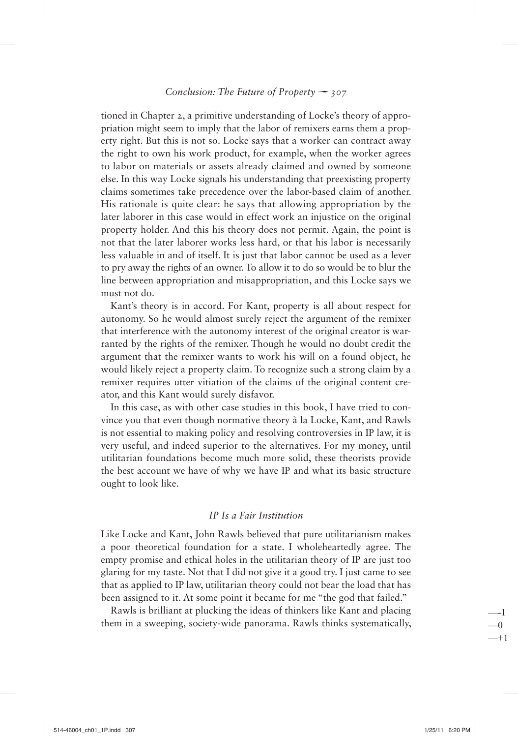tioned in Chapter 2, a primitive understanding of Locke's theory of appropriation might seem to imply that the labor of remixers earns them a property right. But this is not so. Locke says that a worker can contract away the right to own his work product, for example, when the worker agrees to labor on materials or assets already claimed and owned by someone else. In this way Locke signals his understanding that preexisting property claims sometimes take precedence over the labor-based claim of another. His rationale is quite clear: he says that allowing appropriation by the later laborer in this case would in effect work an injustice on the original property holder. And this his theory does not permit. Again, the point is not that the later laborer works less hard, or that his labor is necessarily less valuable in and of itself. It is just that labor cannot be used as a lever to pry away the rights of an owner. To allow it to do so would be to blur the line between appropriation and misappropriation, and this Locke says we must not do.

Kant's theory is in accord. For Kant, property is all about respect for autonomy. So he would almost surely reject the argument of the remixer that interference with the autonomy interest of the original creator is warranted by the rights of the remixer. Though he would no doubt credit the argument that the remixer wants to work his will on a found object, he would likely reject a property claim. To recognize such a strong claim by a remixer requires utter vitiation of the claims of the original content creator, and this Kant would surely disfavor.

In this case, as with other case studies in this book, I have tried to convince you that even though normative theory à la Locke, Kant, and Rawls is not essential to making policy and resolving controversies in IP law, it is very useful, and indeed superior to the alternatives. For my money, until utilitarian foundations become much more solid, these theorists provide the best account we have of why we have IP and what its basic structure ought to look like.

### *IP Is a Fair Institution*

Like Locke and Kant, John Rawls believed that pure utilitarianism makes a poor theoretical foundation for a state. I wholeheartedly agree. The empty promise and ethical holes in the utilitarian theory of IP are just too glaring for my taste. Not that I did not give it a good try. I just came to see that as applied to IP law, utilitarian theory could not bear the load that has been assigned to it. At some point it became for me "the god that failed."

Rawls is brilliant at plucking the ideas of thinkers like Kant and placing them in a sweeping, society-wide panorama. Rawls thinks systematically,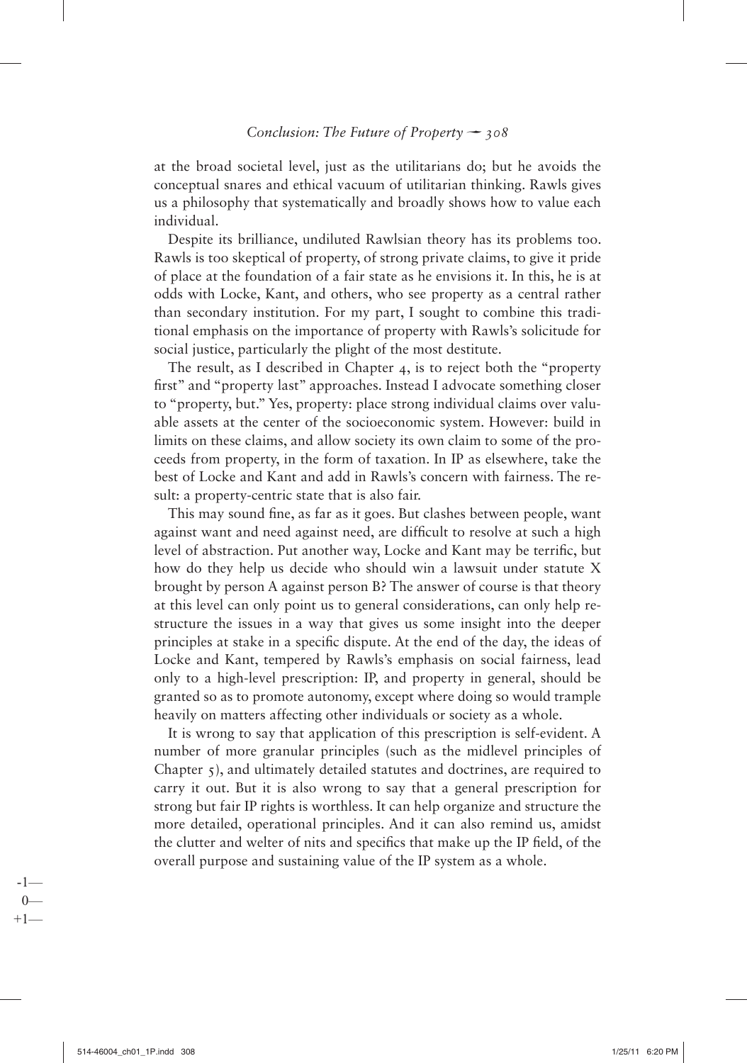at the broad societal level, just as the utilitarians do; but he avoids the conceptual snares and ethical vacuum of utilitarian thinking. Rawls gives us a philosophy that systematically and broadly shows how to value each individual.

Despite its brilliance, undiluted Rawlsian theory has its problems too. Rawls is too skeptical of property, of strong private claims, to give it pride of place at the foundation of a fair state as he envisions it. In this, he is at odds with Locke, Kant, and others, who see property as a central rather than secondary institution. For my part, I sought to combine this traditional emphasis on the importance of property with Rawls's solicitude for social justice, particularly the plight of the most destitute.

The result, as I described in Chapter 4, is to reject both the "property first" and "property last" approaches. Instead I advocate something closer to "property, but." Yes, property: place strong individual claims over valuable assets at the center of the socioeconomic system. However: build in limits on these claims, and allow society its own claim to some of the proceeds from property, in the form of taxation. In IP as elsewhere, take the best of Locke and Kant and add in Rawls's concern with fairness. The result: a property-centric state that is also fair.

This may sound fine, as far as it goes. But clashes between people, want against want and need against need, are difficult to resolve at such a high level of abstraction. Put another way, Locke and Kant may be terrific, but how do they help us decide who should win a lawsuit under statute X brought by person A against person B? The answer of course is that theory at this level can only point us to general considerations, can only help restructure the issues in a way that gives us some insight into the deeper principles at stake in a specific dispute. At the end of the day, the ideas of Locke and Kant, tempered by Rawls's emphasis on social fairness, lead only to a high-level prescription: IP, and property in general, should be granted so as to promote autonomy, except where doing so would trample heavily on matters affecting other individuals or society as a whole.

It is wrong to say that application of this prescription is self-evident. A number of more granular principles (such as the midlevel principles of Chapter 5), and ultimately detailed statutes and doctrines, are required to carry it out. But it is also wrong to say that a general prescription for strong but fair IP rights is worthless. It can help organize and structure the more detailed, operational principles. And it can also remind us, amidst the clutter and welter of nits and specifics that make up the IP field, of the overall purpose and sustaining value of the IP system as a whole.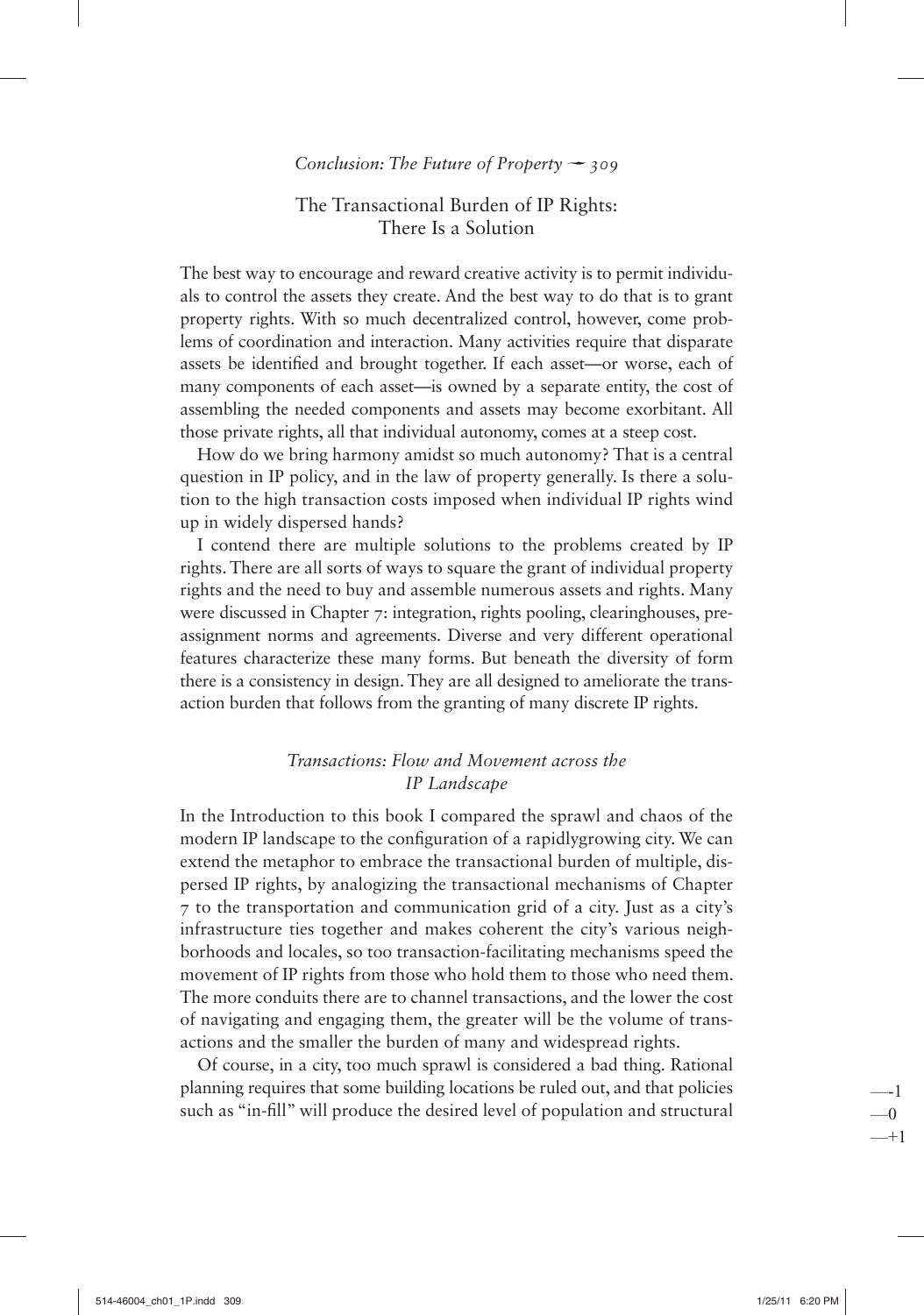## The Transactional Burden of IP Rights: There Is a Solution

The best way to encourage and reward creative activity is to permit individuals to control the assets they create. And the best way to do that is to grant property rights. With so much decentralized control, however, come problems of coordination and interaction. Many activities require that disparate assets be identified and brought together. If each asset—or worse, each of many components of each asset—is owned by a separate entity, the cost of assembling the needed components and assets may become exorbitant. All those private rights, all that individual autonomy, comes at a steep cost.

How do we bring harmony amidst so much autonomy? That is a central question in IP policy, and in the law of property generally. Is there a solution to the high transaction costs imposed when individual IP rights wind up in widely dispersed hands?

I contend there are multiple solutions to the problems created by IP rights. There are all sorts of ways to square the grant of individual property rights and the need to buy and assemble numerous assets and rights. Many were discussed in Chapter 7: integration, rights pooling, clearinghouses, preassignment norms and agreements. Diverse and very different operational features characterize these many forms. But beneath the diversity of form there is a consistency in design. They are all designed to ameliorate the transaction burden that follows from the granting of many discrete IP rights.

### *Transactions: Flow and Movement across the IP Landscape*

In the Introduction to this book I compared the sprawl and chaos of the modern IP landscape to the configuration of a rapidlygrowing city. We can extend the metaphor to embrace the transactional burden of multiple, dispersed IP rights, by analogizing the transactional mechanisms of Chapter 7 to the transportation and communication grid of a city. Just as a city's infrastructure ties together and makes coherent the city's various neighborhoods and locales, so too transaction-facilitating mechanisms speed the movement of IP rights from those who hold them to those who need them. The more conduits there are to channel transactions, and the lower the cost of navigating and engaging them, the greater will be the volume of transactions and the smaller the burden of many and widespread rights.

Of course, in a city, too much sprawl is considered a bad thing. Rational planning requires that some building locations be ruled out, and that policies such as "in-fill" will produce the desired level of population and structural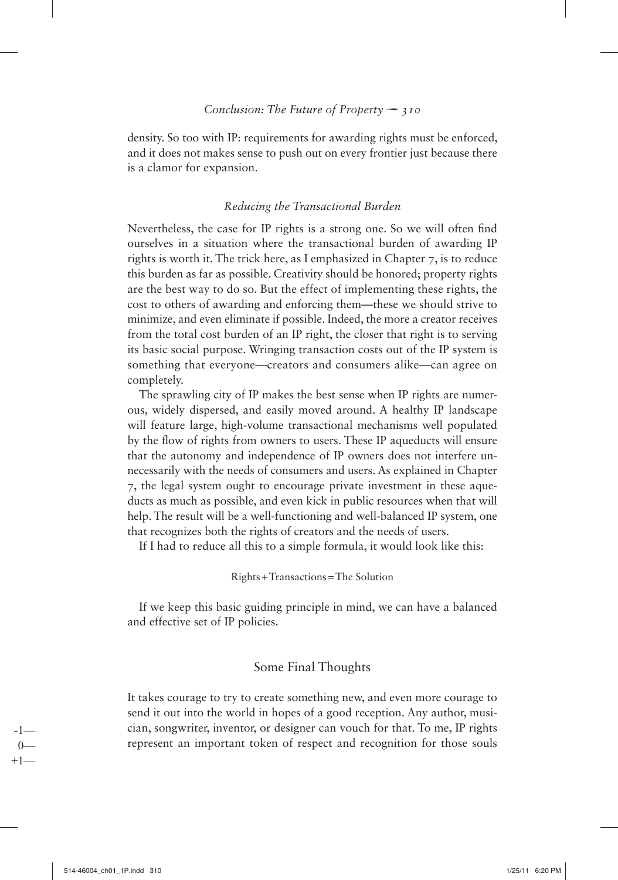density. So too with IP: requirements for awarding rights must be enforced, and it does not makes sense to push out on every frontier just because there is a clamor for expansion.

### *Reducing the Transactional Burden*

Nevertheless, the case for IP rights is a strong one. So we will often find ourselves in a situation where the transactional burden of awarding IP rights is worth it. The trick here, as I emphasized in Chapter 7, is to reduce this burden as far as possible. Creativity should be honored; property rights are the best way to do so. But the effect of implementing these rights, the cost to others of awarding and enforcing them—these we should strive to minimize, and even eliminate if possible. Indeed, the more a creator receives from the total cost burden of an IP right, the closer that right is to serving its basic social purpose. Wringing transaction costs out of the IP system is something that everyone—creators and consumers alike—can agree on completely.

The sprawling city of IP makes the best sense when IP rights are numerous, widely dispersed, and easily moved around. A healthy IP landscape will feature large, high-volume transactional mechanisms well populated by the flow of rights from owners to users. These IP aqueducts will ensure that the autonomy and independence of IP owners does not interfere unnecessarily with the needs of consumers and users. As explained in Chapter 7, the legal system ought to encourage private investment in these aqueducts as much as possible, and even kick in public resources when that will help. The result will be a well-functioning and well-balanced IP system, one that recognizes both the rights of creators and the needs of users.

If I had to reduce all this to a simple formula, it would look like this:

Rights + Transactions = The Solution

If we keep this basic guiding principle in mind, we can have a balanced and effective set of IP policies.

## Some Final Thoughts

It takes courage to try to create something new, and even more courage to send it out into the world in hopes of a good reception. Any author, musician, songwriter, inventor, or designer can vouch for that. To me, IP rights represent an important token of respect and recognition for those souls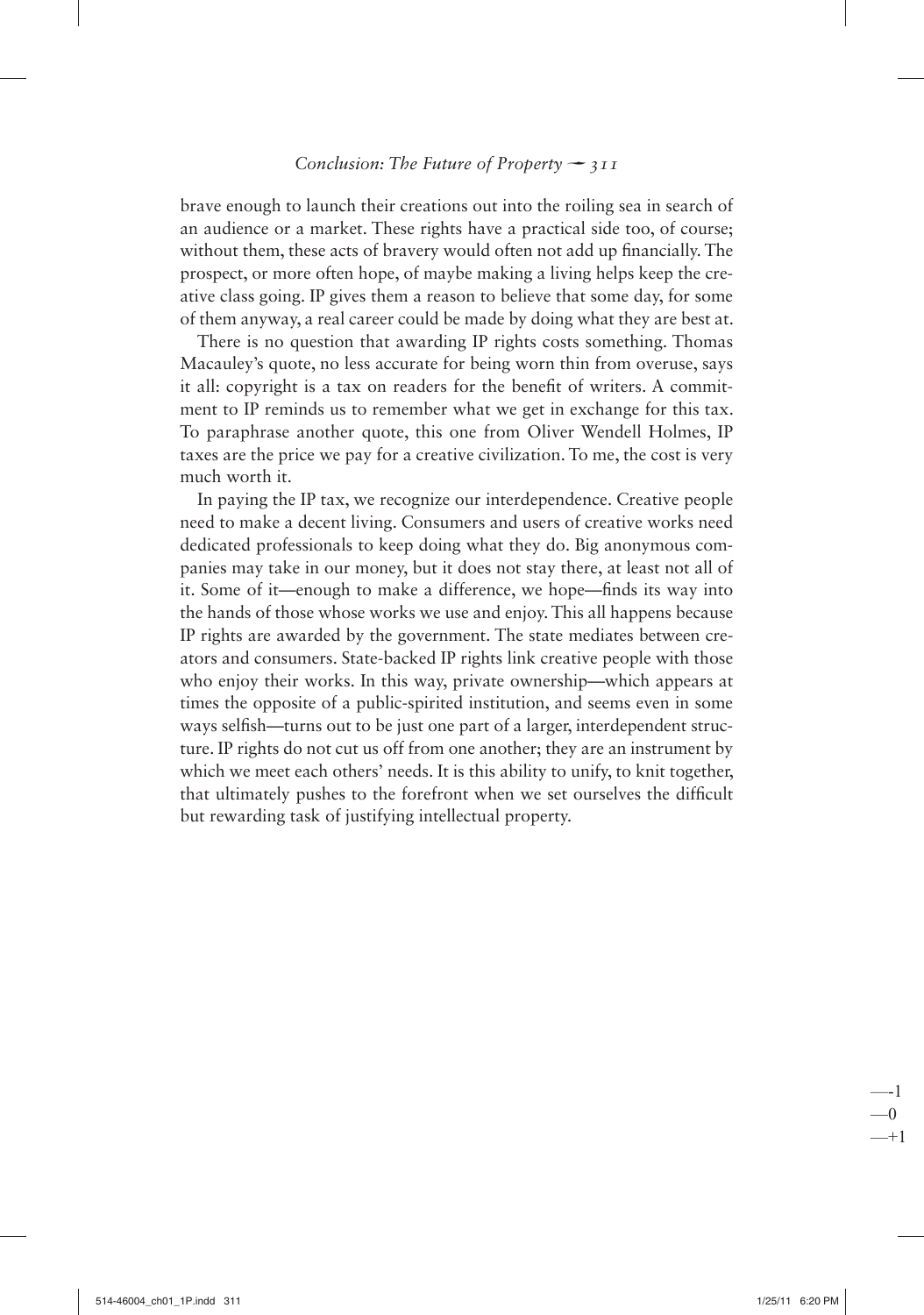brave enough to launch their creations out into the roiling sea in search of an audience or a market. These rights have a practical side too, of course; without them, these acts of bravery would often not add up financially. The prospect, or more often hope, of maybe making a living helps keep the creative class going. IP gives them a reason to believe that some day, for some of them anyway, a real career could be made by doing what they are best at.

There is no question that awarding IP rights costs something. Thomas Macauley's quote, no less accurate for being worn thin from overuse, says it all: copyright is a tax on readers for the benefit of writers. A commitment to IP reminds us to remember what we get in exchange for this tax. To paraphrase another quote, this one from Oliver Wendell Holmes, IP taxes are the price we pay for a creative civilization. To me, the cost is very much worth it.

In paying the IP tax, we recognize our interdependence. Creative people need to make a decent living. Consumers and users of creative works need dedicated professionals to keep doing what they do. Big anonymous companies may take in our money, but it does not stay there, at least not all of it. Some of it—enough to make a difference, we hope—finds its way into the hands of those whose works we use and enjoy. This all happens because IP rights are awarded by the government. The state mediates between creators and consumers. State-backed IP rights link creative people with those who enjoy their works. In this way, private ownership—which appears at times the opposite of a public-spirited institution, and seems even in some ways selfish—turns out to be just one part of a larger, interdependent structure. IP rights do not cut us off from one another; they are an instrument by which we meet each others' needs. It is this ability to unify, to knit together, that ultimately pushes to the forefront when we set ourselves the difficult but rewarding task of justifying intellectual property.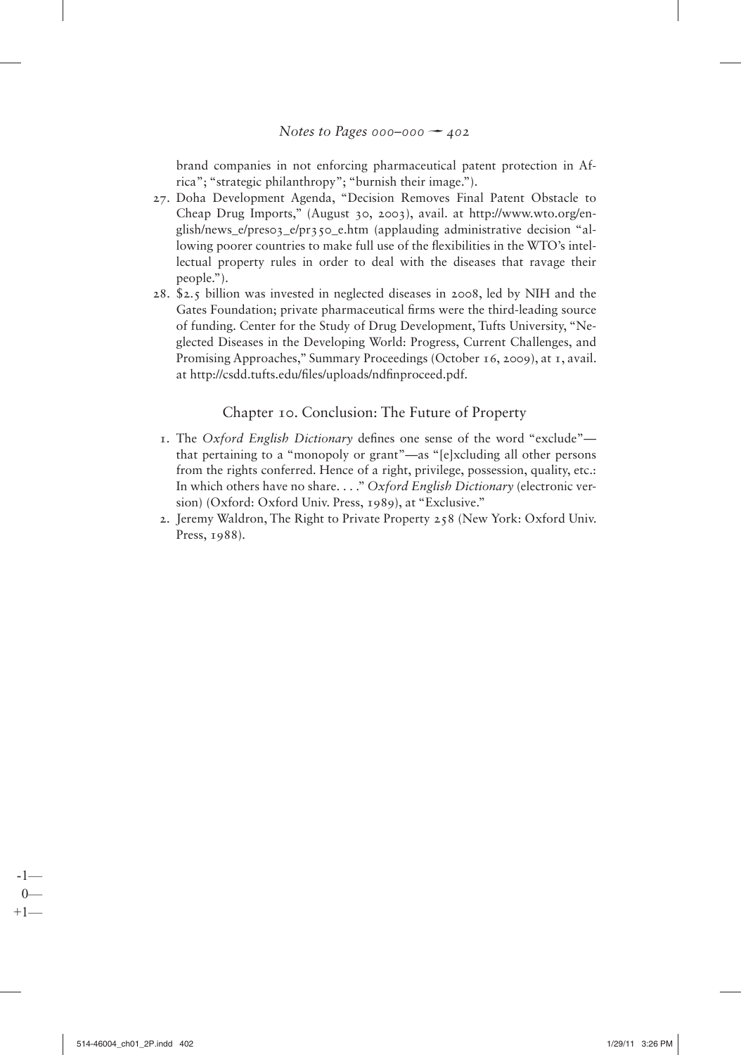brand companies in not enforcing pharmaceutical patent protection in Africa"; "strategic philanthropy"; "burnish their image.").

27. Doha Development Agenda, "Decision Removes Final Patent Obstacle to Cheap Drug Imports," (August 30, 2003), avail. at http://www.wto.org/english/news_e/pres03_e/pr350_e.htm (applauding administrative decision "allowing poorer countries to make full use of the flexibilities in the WTO's intellectual property rules in order to deal with the diseases that ravage their people.").
28. $2.5 billion was invested in neglected diseases in 2008, led by NIH and the Gates Foundation; private pharmaceutical firms were the third-leading source of funding. Center for the Study of Drug Development, Tufts University, "Neglected Diseases in the Developing World: Progress, Current Challenges, and Promising Approaches," Summary Proceedings (October 16, 2009), at 1, avail. at http://csdd.tufts.edu/files/uploads/ndfinproceed.pdf.

## Chapter 10. Conclusion: The Future of Property

1. The *Oxford English Dictionary* defines one sense of the word "exclude"—that pertaining to a "monopoly or grant"—as "[e]xcluding all other persons from the rights conferred. Hence of a right, privilege, possession, quality, etc.: In which others have no share. . . ." *Oxford English Dictionary* (electronic version) (Oxford: Oxford Univ. Press, 1989), at "Exclusive."
2. Jeremy Waldron, The Right to Private Property 258 (New York: Oxford Univ. Press, 1988).